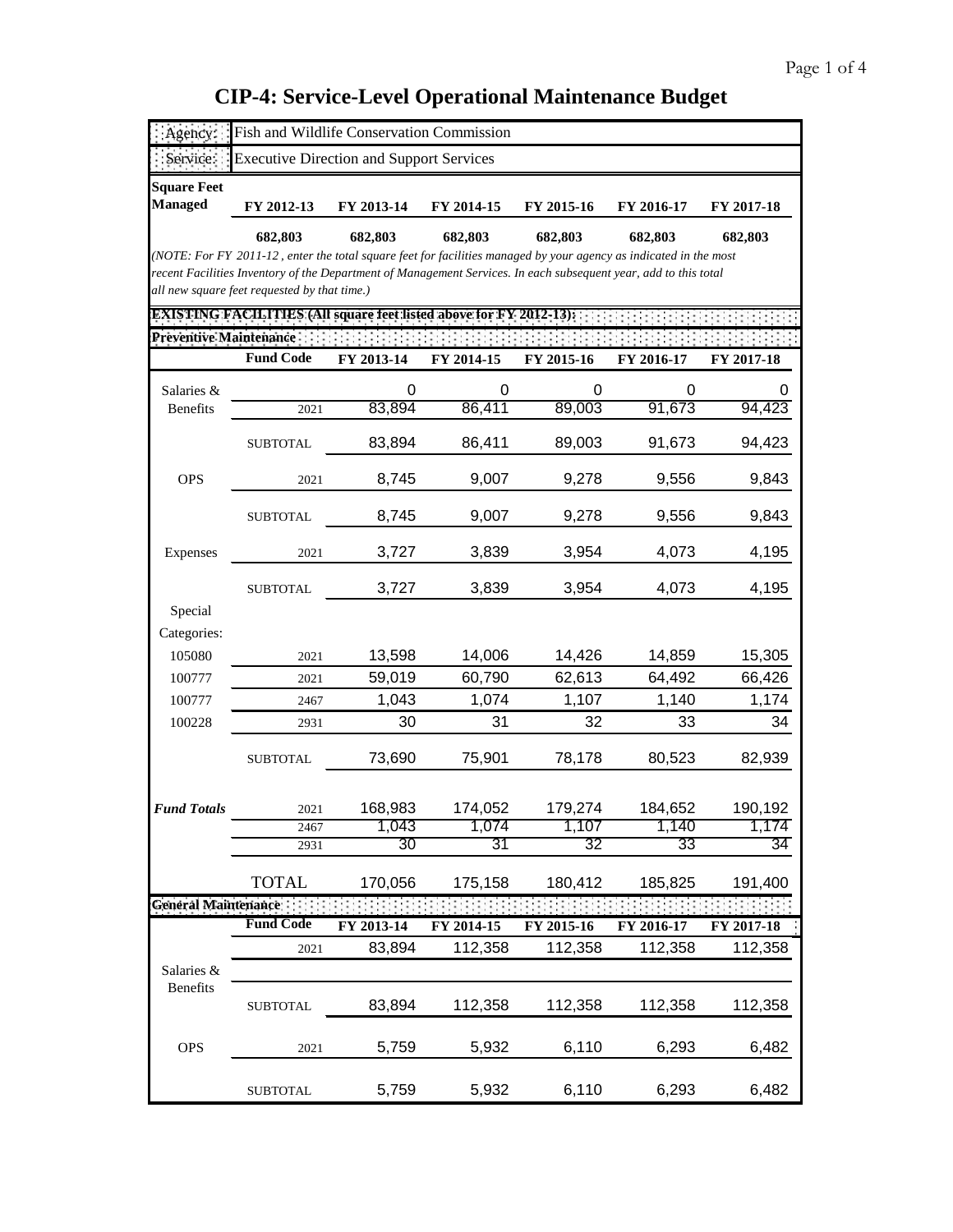# CIP-4: Service-Level Operational Maintenance Budget

| | |
|---|---|
| Agency: | Fish and Wildlife Conservation Commission |
| Service: | Executive Direction and Support Services |

| Square Feet Managed | FY 2012-13 | FY 2013-14 | FY 2014-15 | FY 2015-16 | FY 2016-17 | FY 2017-18 |
|---|---|---|---|---|---|---|
| | **682,803** | **682,803** | **682,803** | **682,803** | **682,803** | **682,803** |

*(NOTE: For FY 2011-12 , enter the total square feet for facilities managed by your agency as indicated in the most recent Facilities Inventory of the Department of Management Services. In each subsequent year, add to this total all new square feet requested by that time.)*

**EXISTING FACILITIES (All square feet listed above for FY 2012-13):**

**Preventive Maintenance**

| | Fund Code | FY 2013-14 | FY 2014-15 | FY 2015-16 | FY 2016-17 | FY 2017-18 |
|---|---|---|---|---|---|---|
| Salaries & Benefits | | 0 | 0 | 0 | 0 | 0 |
| | 2021 | 83,894 | 86,411 | 89,003 | 91,673 | 94,423 |
| | SUBTOTAL | 83,894 | 86,411 | 89,003 | 91,673 | 94,423 |
| OPS | 2021 | 8,745 | 9,007 | 9,278 | 9,556 | 9,843 |
| | SUBTOTAL | 8,745 | 9,007 | 9,278 | 9,556 | 9,843 |
| Expenses | 2021 | 3,727 | 3,839 | 3,954 | 4,073 | 4,195 |
| | SUBTOTAL | 3,727 | 3,839 | 3,954 | 4,073 | 4,195 |
| Special Categories: | | | | | | |
| 105080 | 2021 | 13,598 | 14,006 | 14,426 | 14,859 | 15,305 |
| 100777 | 2021 | 59,019 | 60,790 | 62,613 | 64,492 | 66,426 |
| 100777 | 2467 | 1,043 | 1,074 | 1,107 | 1,140 | 1,174 |
| 100228 | 2931 | 30 | 31 | 32 | 33 | 34 |
| | SUBTOTAL | 73,690 | 75,901 | 78,178 | 80,523 | 82,939 |
| ***Fund Totals*** | 2021 | 168,983 | 174,052 | 179,274 | 184,652 | 190,192 |
| | 2467 | 1,043 | 1,074 | 1,107 | 1,140 | 1,174 |
| | 2931 | 30 | 31 | 32 | 33 | 34 |
| | TOTAL | 170,056 | 175,158 | 180,412 | 185,825 | 191,400 |

**General Maintenance**

| | Fund Code | FY 2013-14 | FY 2014-15 | FY 2015-16 | FY 2016-17 | FY 2017-18 |
|---|---|---|---|---|---|---|
| Salaries & Benefits | 2021 | 83,894 | 112,358 | 112,358 | 112,358 | 112,358 |
| | SUBTOTAL | 83,894 | 112,358 | 112,358 | 112,358 | 112,358 |
| OPS | 2021 | 5,759 | 5,932 | 6,110 | 6,293 | 6,482 |
| | SUBTOTAL | 5,759 | 5,932 | 6,110 | 6,293 | 6,482 |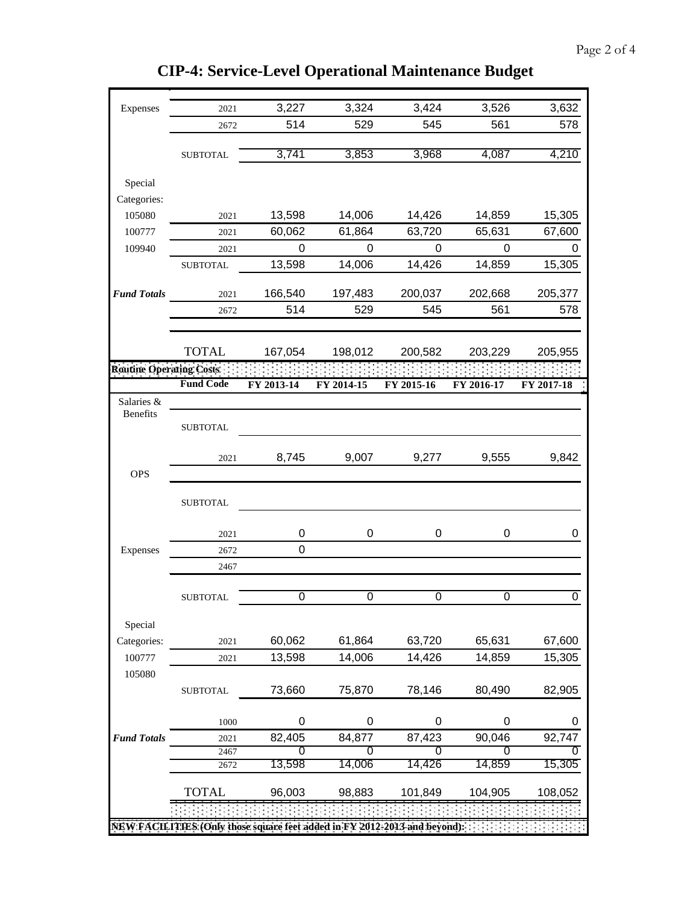# CIP-4: Service-Level Operational Maintenance Budget

| | | | | | | |
|---|---|---|---|---|---|---|
| Expenses | 2021 | 3,227 | 3,324 | 3,424 | 3,526 | 3,632 |
| | 2672 | 514 | 529 | 545 | 561 | 578 |
| | SUBTOTAL | 3,741 | 3,853 | 3,968 | 4,087 | 4,210 |
| Special Categories: | | | | | | |
| 105080 | 2021 | 13,598 | 14,006 | 14,426 | 14,859 | 15,305 |
| 100777 | 2021 | 60,062 | 61,864 | 63,720 | 65,631 | 67,600 |
| 109940 | 2021 | 0 | 0 | 0 | 0 | 0 |
| | SUBTOTAL | 13,598 | 14,006 | 14,426 | 14,859 | 15,305 |
| ***Fund Totals*** | 2021 | 166,540 | 197,483 | 200,037 | 202,668 | 205,377 |
| | 2672 | 514 | 529 | 545 | 561 | 578 |
| | TOTAL | 167,054 | 198,012 | 200,582 | 203,229 | 205,955 |

**Routine Operating Costs**

| | **Fund Code** | **FY 2013-14** | **FY 2014-15** | **FY 2015-16** | **FY 2016-17** | **FY 2017-18** |
|---|---|---|---|---|---|---|
| Salaries & Benefits | | | | | | |
| | SUBTOTAL | | | | | |
| | 2021 | 8,745 | 9,007 | 9,277 | 9,555 | 9,842 |
| OPS | | | | | | |
| | SUBTOTAL | | | | | |
| | 2021 | 0 | 0 | 0 | 0 | 0 |
| Expenses | 2672 | 0 | | | | |
| | 2467 | | | | | |
| | SUBTOTAL | 0 | 0 | 0 | 0 | 0 |
| Special Categories: | 2021 | 60,062 | 61,864 | 63,720 | 65,631 | 67,600 |
| 100777 | 2021 | 13,598 | 14,006 | 14,426 | 14,859 | 15,305 |
| 105080 | | | | | | |
| | SUBTOTAL | 73,660 | 75,870 | 78,146 | 80,490 | 82,905 |
| | 1000 | 0 | 0 | 0 | 0 | 0 |
| ***Fund Totals*** | 2021 | 82,405 | 84,877 | 87,423 | 90,046 | 92,747 |
| | 2467 | 0 | 0 | 0 | 0 | 0 |
| | 2672 | 13,598 | 14,006 | 14,426 | 14,859 | 15,305 |
| | TOTAL | 96,003 | 98,883 | 101,849 | 104,905 | 108,052 |

**NEW FACILITIES (Only those square feet added in FY 2012-2013 and beyond):**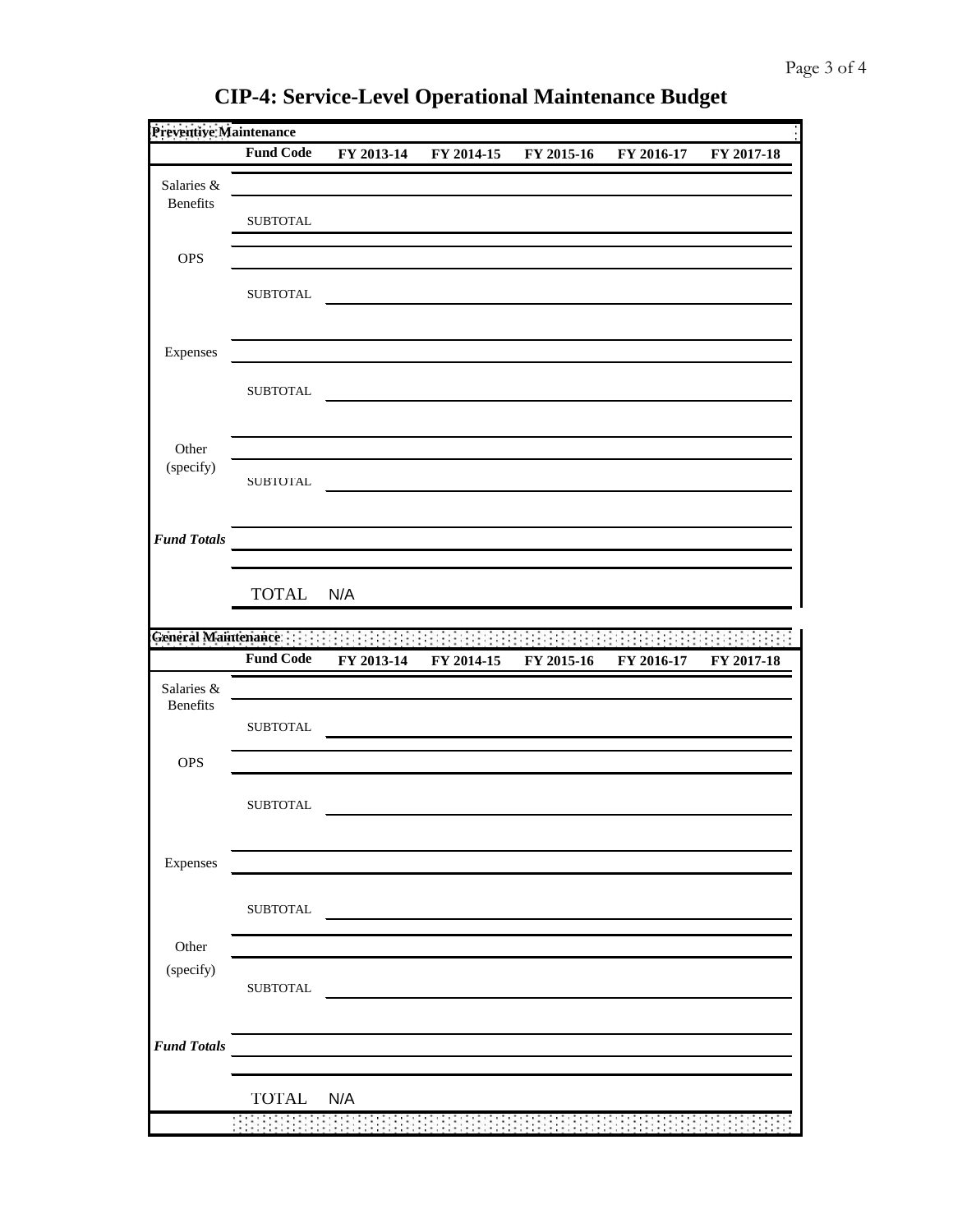# CIP-4: Service-Level Operational Maintenance Budget

**Preventive Maintenance**

| | Fund Code | FY 2013-14 | FY 2014-15 | FY 2015-16 | FY 2016-17 | FY 2017-18 |
|---|---|---|---|---|---|---|
| Salaries & Benefits | | | | | | |
| | SUBTOTAL | | | | | |
| OPS | | | | | | |
| | SUBTOTAL | | | | | |
| Expenses | | | | | | |
| | SUBTOTAL | | | | | |
| Other (specify) | | | | | | |
| | SUBTOTAL | | | | | |
| *Fund Totals* | | | | | | |
| | TOTAL | N/A | | | | |

**General Maintenance**

| | Fund Code | FY 2013-14 | FY 2014-15 | FY 2015-16 | FY 2016-17 | FY 2017-18 |
|---|---|---|---|---|---|---|
| Salaries & Benefits | | | | | | |
| | SUBTOTAL | | | | | |
| OPS | | | | | | |
| | SUBTOTAL | | | | | |
| Expenses | | | | | | |
| | SUBTOTAL | | | | | |
| Other (specify) | | | | | | |
| | SUBTOTAL | | | | | |
| *Fund Totals* | | | | | | |
| | TOTAL | N/A | | | | |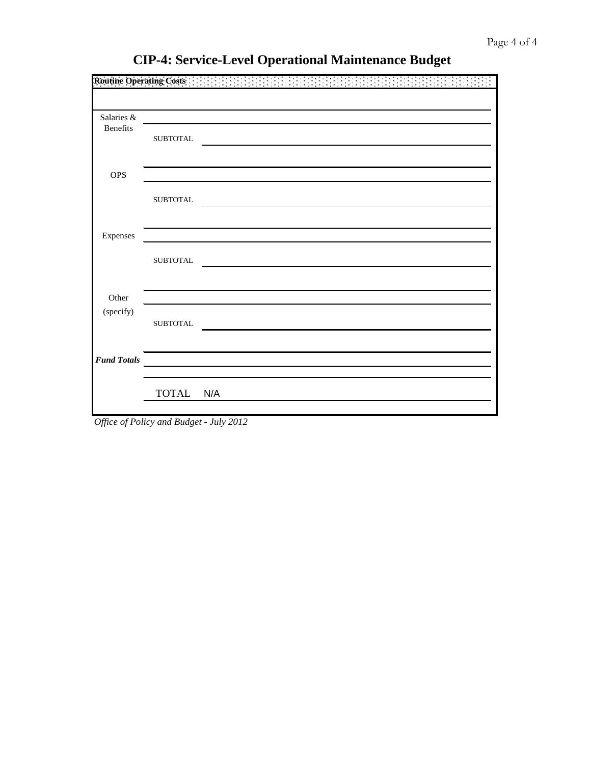# CIP-4: Service-Level Operational Maintenance Budget

| Routine Operating Costs | | |
|---|---|---|
| Salaries & Benefits | | |
| | SUBTOTAL | |
| OPS | | |
| | SUBTOTAL | |
| Expenses | | |
| | SUBTOTAL | |
| Other (specify) | | |
| | SUBTOTAL | |
| ***Fund Totals*** | | |
| | TOTAL | N/A |

*Office of Policy and Budget - July 2012*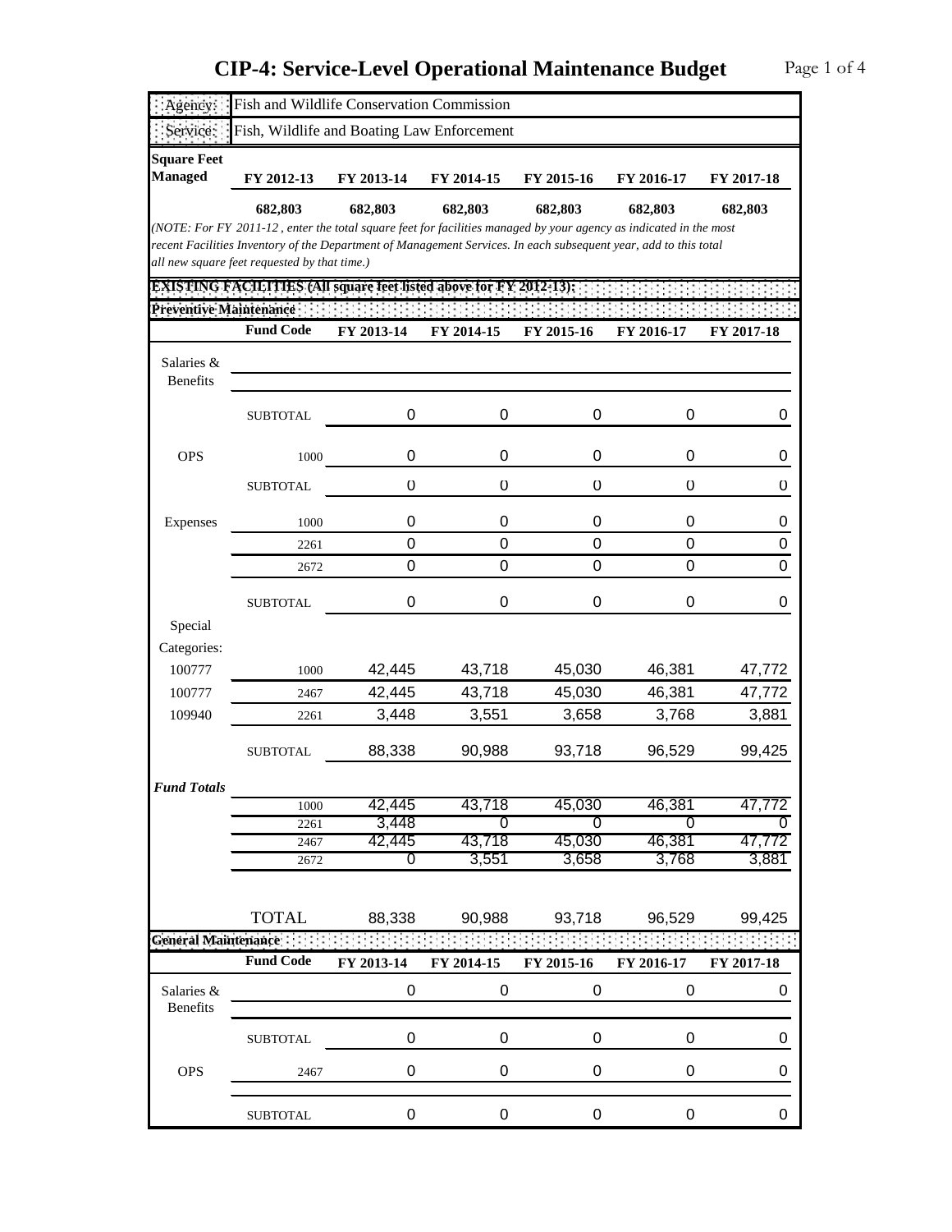# CIP-4: Service-Level Operational Maintenance Budget

| | |
|---|---|
| Agency: | Fish and Wildlife Conservation Commission |
| Service: | Fish, Wildlife and Boating Law Enforcement |

| Square Feet Managed | FY 2012-13 | FY 2013-14 | FY 2014-15 | FY 2015-16 | FY 2016-17 | FY 2017-18 |
|---|---|---|---|---|---|---|
| | 682,803 | 682,803 | 682,803 | 682,803 | 682,803 | 682,803 |

*(NOTE: For FY 2011-12 , enter the total square feet for facilities managed by your agency as indicated in the most recent Facilities Inventory of the Department of Management Services. In each subsequent year, add to this total all new square feet requested by that time.)*

**EXISTING FACILITIES (All square feet listed above for FY 2012-13):**

**Preventive Maintenance**

| | Fund Code | FY 2013-14 | FY 2014-15 | FY 2015-16 | FY 2016-17 | FY 2017-18 |
|---|---|---|---|---|---|---|
| Salaries & Benefits | | | | | | |
| | SUBTOTAL | 0 | 0 | 0 | 0 | 0 |
| OPS | 1000 | 0 | 0 | 0 | 0 | 0 |
| | SUBTOTAL | 0 | 0 | 0 | 0 | 0 |
| Expenses | 1000 | 0 | 0 | 0 | 0 | 0 |
| | 2261 | 0 | 0 | 0 | 0 | 0 |
| | 2672 | 0 | 0 | 0 | 0 | 0 |
| | SUBTOTAL | 0 | 0 | 0 | 0 | 0 |
| Special Categories: | | | | | | |
| 100777 | 1000 | 42,445 | 43,718 | 45,030 | 46,381 | 47,772 |
| 100777 | 2467 | 42,445 | 43,718 | 45,030 | 46,381 | 47,772 |
| 109940 | 2261 | 3,448 | 3,551 | 3,658 | 3,768 | 3,881 |
| | SUBTOTAL | 88,338 | 90,988 | 93,718 | 96,529 | 99,425 |
| *Fund Totals* | | | | | | |
| | 1000 | 42,445 | 43,718 | 45,030 | 46,381 | 47,772 |
| | 2261 | 3,448 | 0 | 0 | 0 | 0 |
| | 2467 | 42,445 | 43,718 | 45,030 | 46,381 | 47,772 |
| | 2672 | 0 | 3,551 | 3,658 | 3,768 | 3,881 |
| | TOTAL | 88,338 | 90,988 | 93,718 | 96,529 | 99,425 |

**General Maintenance**

| | Fund Code | FY 2013-14 | FY 2014-15 | FY 2015-16 | FY 2016-17 | FY 2017-18 |
|---|---|---|---|---|---|---|
| Salaries & Benefits | | 0 | 0 | 0 | 0 | 0 |
| | SUBTOTAL | 0 | 0 | 0 | 0 | 0 |
| OPS | 2467 | 0 | 0 | 0 | 0 | 0 |
| | SUBTOTAL | 0 | 0 | 0 | 0 | 0 |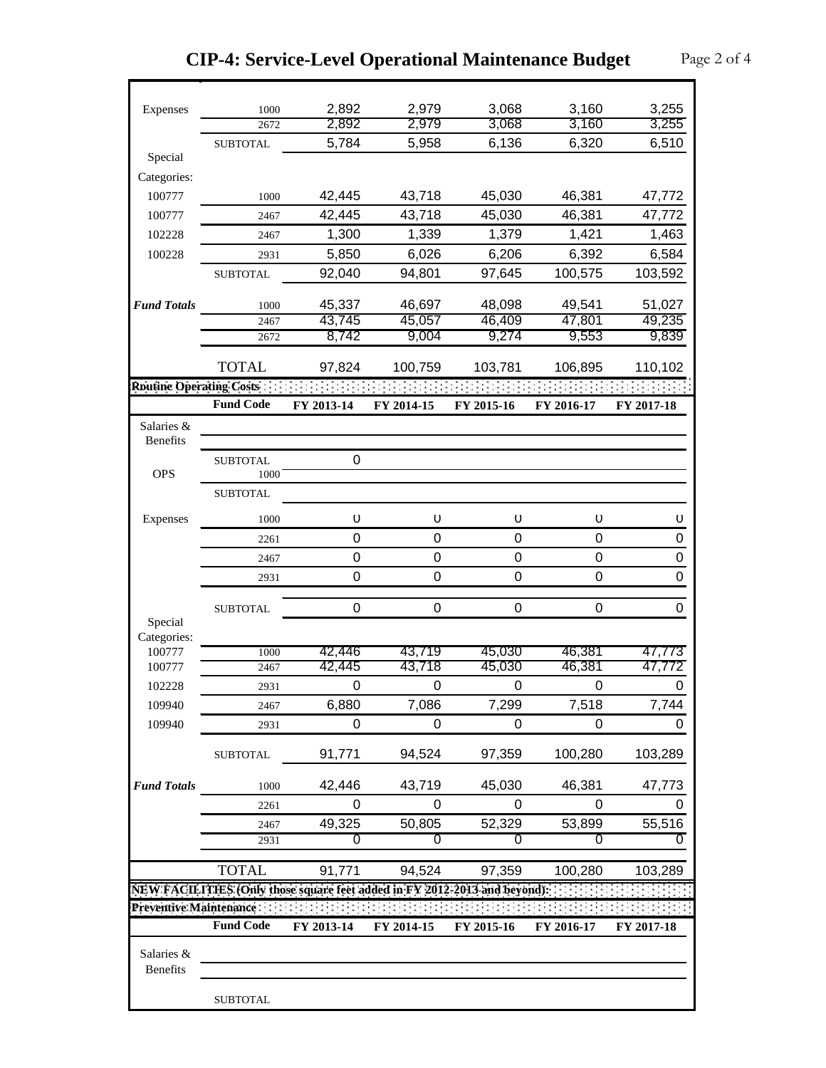# CIP-4: Service-Level Operational Maintenance Budget

| | Fund Code | FY 2013-14 | FY 2014-15 | FY 2015-16 | FY 2016-17 | FY 2017-18 |
|---|---|---|---|---|---|---|
| Expenses | 1000 | 2,892 | 2,979 | 3,068 | 3,160 | 3,255 |
| | 2672 | 2,892 | 2,979 | 3,068 | 3,160 | 3,255 |
| | SUBTOTAL | 5,784 | 5,958 | 6,136 | 6,320 | 6,510 |
| Special Categories: | | | | | | |
| 100777 | 1000 | 42,445 | 43,718 | 45,030 | 46,381 | 47,772 |
| 100777 | 2467 | 42,445 | 43,718 | 45,030 | 46,381 | 47,772 |
| 102228 | 2467 | 1,300 | 1,339 | 1,379 | 1,421 | 1,463 |
| 100228 | 2931 | 5,850 | 6,026 | 6,206 | 6,392 | 6,584 |
| | SUBTOTAL | 92,040 | 94,801 | 97,645 | 100,575 | 103,592 |
| ***Fund Totals*** | 1000 | 45,337 | 46,697 | 48,098 | 49,541 | 51,027 |
| | 2467 | 43,745 | 45,057 | 46,409 | 47,801 | 49,235 |
| | 2672 | 8,742 | 9,004 | 9,274 | 9,553 | 9,839 |
| | TOTAL | 97,824 | 100,759 | 103,781 | 106,895 | 110,102 |

**Routine Operating Costs**

| | Fund Code | FY 2013-14 | FY 2014-15 | FY 2015-16 | FY 2016-17 | FY 2017-18 |
|---|---|---|---|---|---|---|
| Salaries & Benefits | | | | | | |
| | SUBTOTAL | 0 | | | | |
| OPS | 1000 | | | | | |
| | SUBTOTAL | | | | | |
| Expenses | 1000 | 0 | 0 | 0 | 0 | 0 |
| | 2261 | 0 | 0 | 0 | 0 | 0 |
| | 2467 | 0 | 0 | 0 | 0 | 0 |
| | 2931 | 0 | 0 | 0 | 0 | 0 |
| | SUBTOTAL | 0 | 0 | 0 | 0 | 0 |
| Special Categories: | | | | | | |
| 100777 | 1000 | 42,446 | 43,719 | 45,030 | 46,381 | 47,773 |
| 100777 | 2467 | 42,445 | 43,718 | 45,030 | 46,381 | 47,772 |
| 102228 | 2931 | 0 | 0 | 0 | 0 | 0 |
| 109940 | 2467 | 6,880 | 7,086 | 7,299 | 7,518 | 7,744 |
| 109940 | 2931 | 0 | 0 | 0 | 0 | 0 |
| | SUBTOTAL | 91,771 | 94,524 | 97,359 | 100,280 | 103,289 |
| ***Fund Totals*** | 1000 | 42,446 | 43,719 | 45,030 | 46,381 | 47,773 |
| | 2261 | 0 | 0 | 0 | 0 | 0 |
| | 2467 | 49,325 | 50,805 | 52,329 | 53,899 | 55,516 |
| | 2931 | 0 | 0 | 0 | 0 | 0 |
| | TOTAL | 91,771 | 94,524 | 97,359 | 100,280 | 103,289 |

**NEW FACILITIES (Only those square feet added in FY 2012-2013 and beyond):**

**Preventive Maintenance**

| | Fund Code | FY 2013-14 | FY 2014-15 | FY 2015-16 | FY 2016-17 | FY 2017-18 |
|---|---|---|---|---|---|---|
| Salaries & Benefits | | | | | | |
| | SUBTOTAL | | | | | |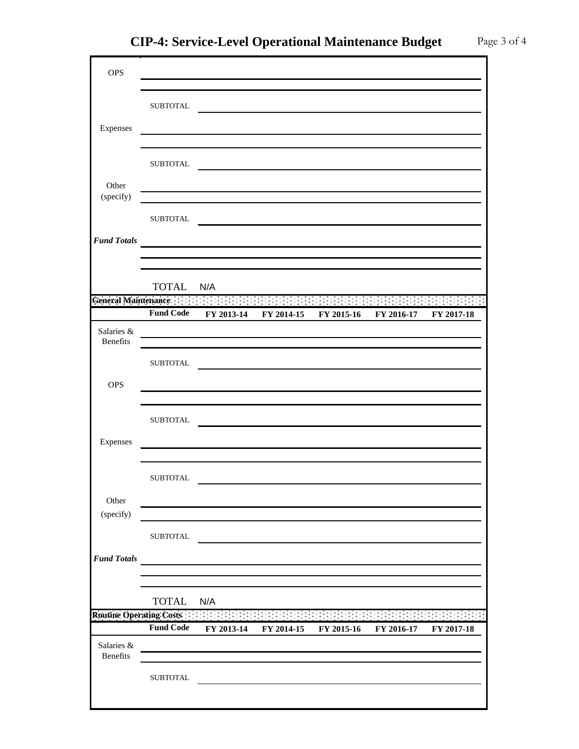# CIP-4: Service-Level Operational Maintenance Budget

| | | | | | | |
|---|---|---|---|---|---|---|
| OPS | | | | | | |
| | | | | | | |
| | SUBTOTAL | | | | | |
| Expenses | | | | | | |
| | | | | | | |
| | SUBTOTAL | | | | | |
| Other (specify) | | | | | | |
| | | | | | | |
| | SUBTOTAL | | | | | |
| ***Fund Totals*** | | | | | | |
| | | | | | | |
| | | | | | | |
| | TOTAL | N/A | | | | |

**General Maintenance**

| | Fund Code | FY 2013-14 | FY 2014-15 | FY 2015-16 | FY 2016-17 | FY 2017-18 |
|---|---|---|---|---|---|---|
| Salaries & Benefits | | | | | | |
| | | | | | | |
| | SUBTOTAL | | | | | |
| OPS | | | | | | |
| | | | | | | |
| | SUBTOTAL | | | | | |
| Expenses | | | | | | |
| | | | | | | |
| | SUBTOTAL | | | | | |
| Other (specify) | | | | | | |
| | | | | | | |
| | SUBTOTAL | | | | | |
| ***Fund Totals*** | | | | | | |
| | | | | | | |
| | | | | | | |
| | TOTAL | N/A | | | | |

**Routine Operating Costs**

| | Fund Code | FY 2013-14 | FY 2014-15 | FY 2015-16 | FY 2016-17 | FY 2017-18 |
|---|---|---|---|---|---|---|
| Salaries & Benefits | | | | | | |
| | | | | | | |
| | SUBTOTAL | | | | | |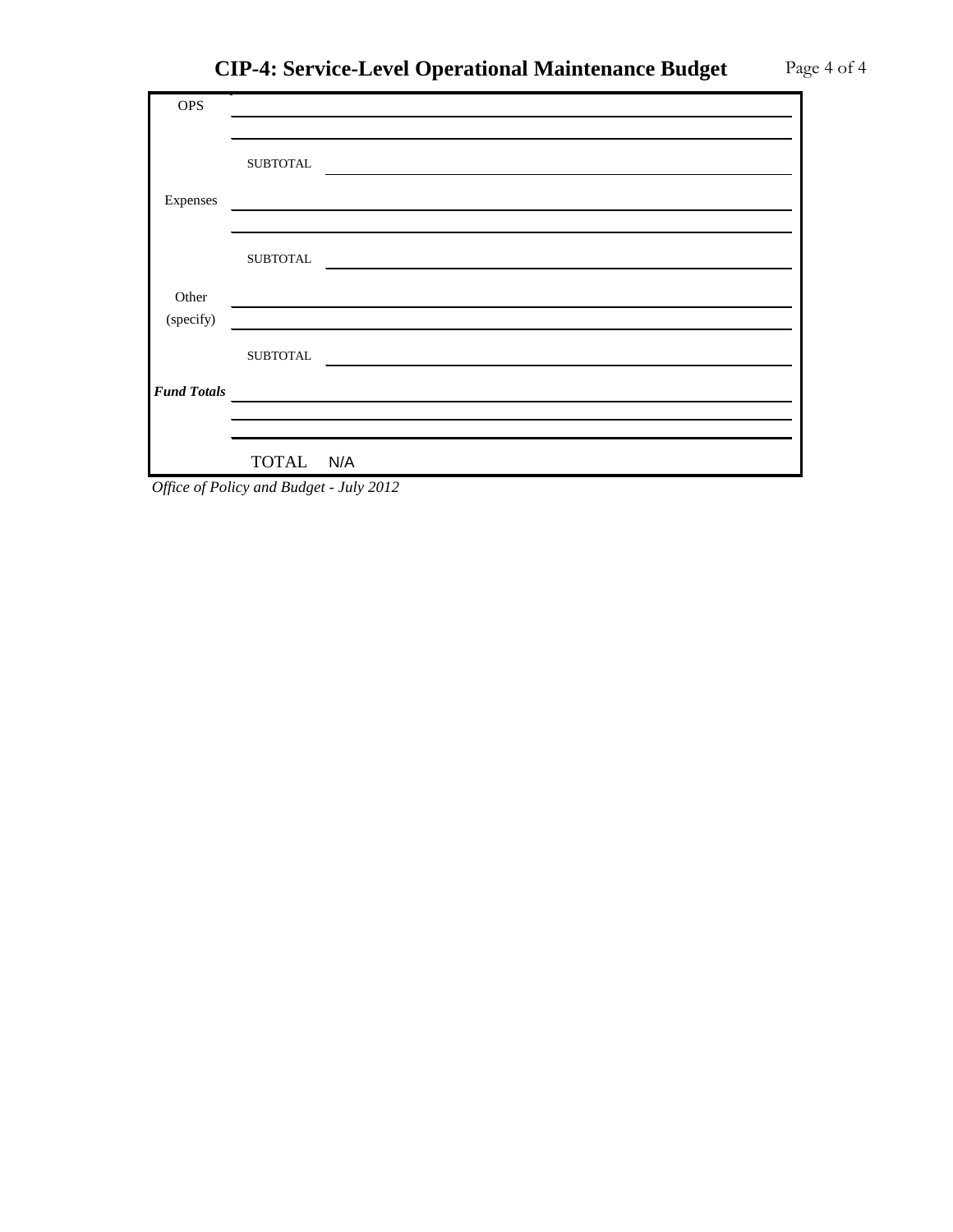# CIP-4: Service-Level Operational Maintenance Budget

| | | |
|---|---|---|
| OPS | | |
| | | |
| | SUBTOTAL | |
| Expenses | | |
| | | |
| | SUBTOTAL | |
| Other (specify) | | |
| | | |
| | SUBTOTAL | |
| ***Fund Totals*** | | |
| | | |
| | | |
| | TOTAL | N/A |

*Office of Policy and Budget - July 2012*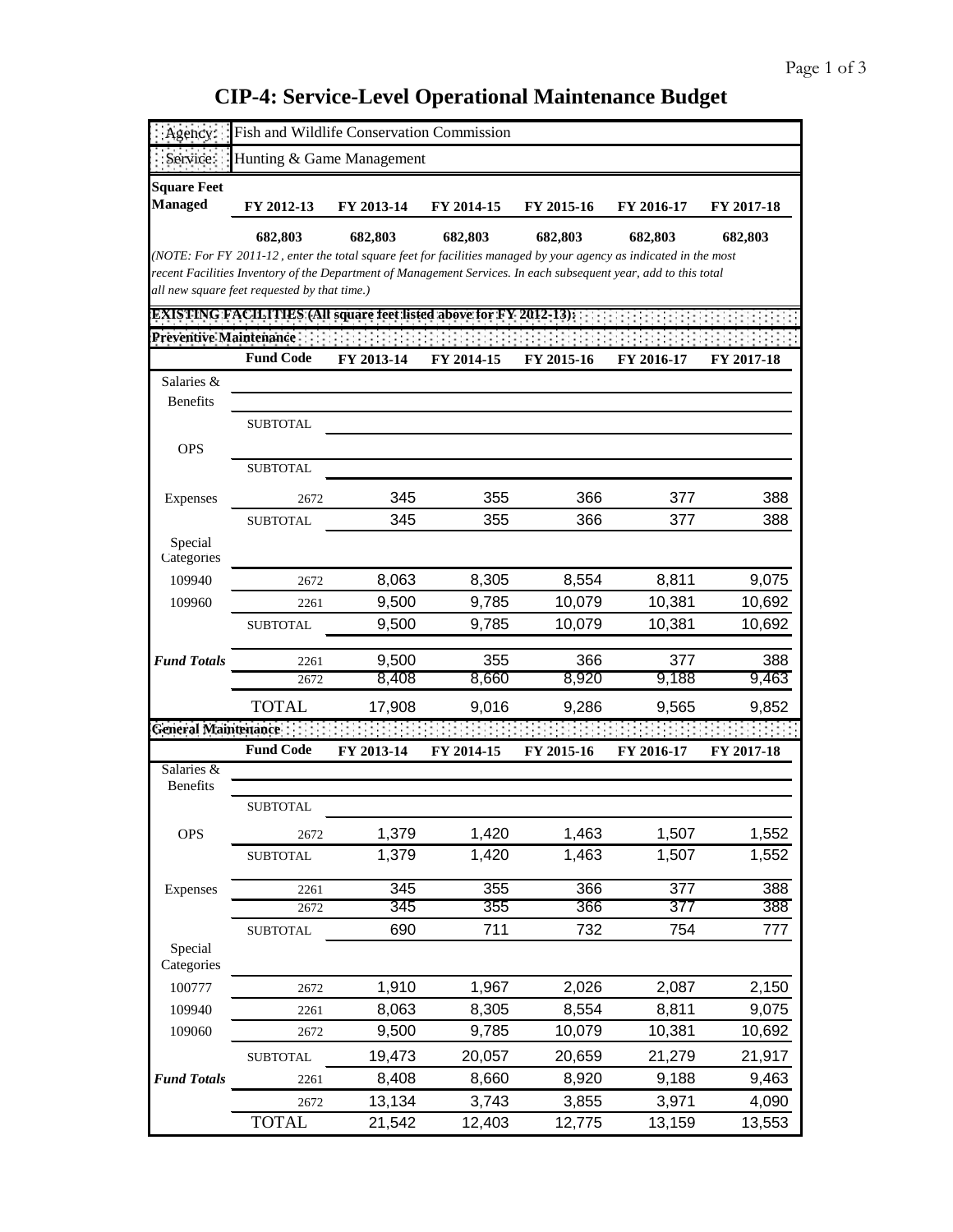# CIP-4: Service-Level Operational Maintenance Budget

| Agency: | Fish and Wildlife Conservation Commission |
|---|---|
| Service: | Hunting & Game Management |

| Square Feet Managed | FY 2012-13 | FY 2013-14 | FY 2014-15 | FY 2015-16 | FY 2016-17 | FY 2017-18 |
|---|---|---|---|---|---|---|
| | 682,803 | 682,803 | 682,803 | 682,803 | 682,803 | 682,803 |

*(NOTE: For FY 2011-12 , enter the total square feet for facilities managed by your agency as indicated in the most recent Facilities Inventory of the Department of Management Services. In each subsequent year, add to this total all new square feet requested by that time.)*

**EXISTING FACILITIES (All square feet listed above for FY 2012-13):**

**Preventive Maintenance**

| | Fund Code | FY 2013-14 | FY 2014-15 | FY 2015-16 | FY 2016-17 | FY 2017-18 |
|---|---|---|---|---|---|---|
| Salaries & Benefits | | | | | | |
| | SUBTOTAL | | | | | |
| OPS | | | | | | |
| | SUBTOTAL | | | | | |
| Expenses | 2672 | 345 | 355 | 366 | 377 | 388 |
| | SUBTOTAL | 345 | 355 | 366 | 377 | 388 |
| Special Categories | | | | | | |
| 109940 | 2672 | 8,063 | 8,305 | 8,554 | 8,811 | 9,075 |
| 109960 | 2261 | 9,500 | 9,785 | 10,079 | 10,381 | 10,692 |
| | SUBTOTAL | 9,500 | 9,785 | 10,079 | 10,381 | 10,692 |
| ***Fund Totals*** | 2261 | 9,500 | 355 | 366 | 377 | 388 |
| | 2672 | 8,408 | 8,660 | 8,920 | 9,188 | 9,463 |
| | TOTAL | 17,908 | 9,016 | 9,286 | 9,565 | 9,852 |

**General Maintenance**

| | Fund Code | FY 2013-14 | FY 2014-15 | FY 2015-16 | FY 2016-17 | FY 2017-18 |
|---|---|---|---|---|---|---|
| Salaries & Benefits | | | | | | |
| | SUBTOTAL | | | | | |
| OPS | 2672 | 1,379 | 1,420 | 1,463 | 1,507 | 1,552 |
| | SUBTOTAL | 1,379 | 1,420 | 1,463 | 1,507 | 1,552 |
| Expenses | 2261 | 345 | 355 | 366 | 377 | 388 |
| | 2672 | 345 | 355 | 366 | 377 | 388 |
| | SUBTOTAL | 690 | 711 | 732 | 754 | 777 |
| Special Categories | | | | | | |
| 100777 | 2672 | 1,910 | 1,967 | 2,026 | 2,087 | 2,150 |
| 109940 | 2261 | 8,063 | 8,305 | 8,554 | 8,811 | 9,075 |
| 109060 | 2672 | 9,500 | 9,785 | 10,079 | 10,381 | 10,692 |
| | SUBTOTAL | 19,473 | 20,057 | 20,659 | 21,279 | 21,917 |
| ***Fund Totals*** | 2261 | 8,408 | 8,660 | 8,920 | 9,188 | 9,463 |
| | 2672 | 13,134 | 3,743 | 3,855 | 3,971 | 4,090 |
| | TOTAL | 21,542 | 12,403 | 12,775 | 13,159 | 13,553 |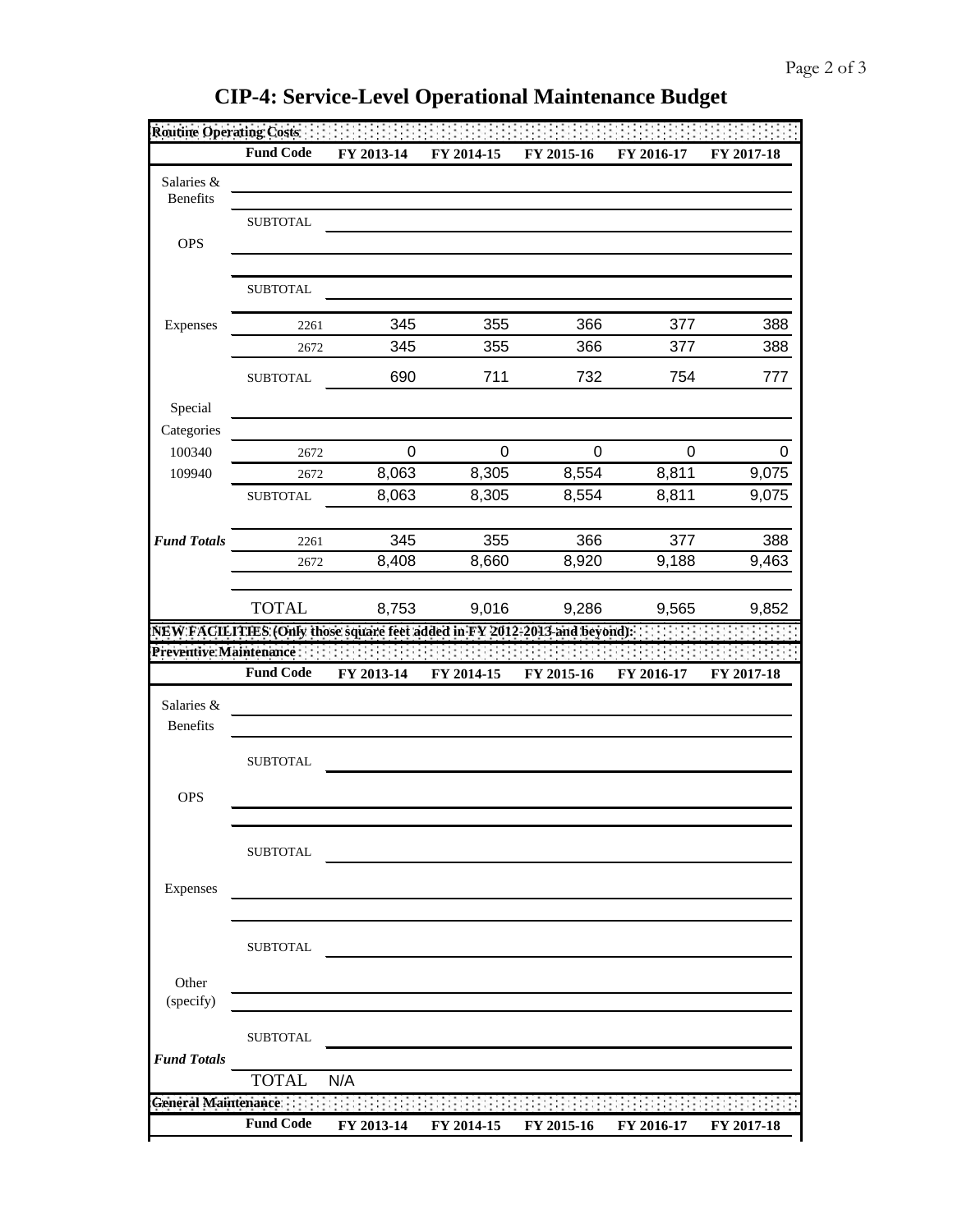# CIP-4: Service-Level Operational Maintenance Budget

| Routine Operating Costs | | | | | | |
|---|---|---|---|---|---|---|
| | **Fund Code** | **FY 2013-14** | **FY 2014-15** | **FY 2015-16** | **FY 2016-17** | **FY 2017-18** |
| Salaries & Benefits | | | | | | |
| | SUBTOTAL | | | | | |
| OPS | | | | | | |
| | | | | | | |
| | SUBTOTAL | | | | | |
| Expenses | 2261 | 345 | 355 | 366 | 377 | 388 |
| | 2672 | 345 | 355 | 366 | 377 | 388 |
| | SUBTOTAL | 690 | 711 | 732 | 754 | 777 |
| Special | | | | | | |
| Categories | | | | | | |
| 100340 | 2672 | 0 | 0 | 0 | 0 | 0 |
| 109940 | 2672 | 8,063 | 8,305 | 8,554 | 8,811 | 9,075 |
| | SUBTOTAL | 8,063 | 8,305 | 8,554 | 8,811 | 9,075 |
| ***Fund Totals*** | 2261 | 345 | 355 | 366 | 377 | 388 |
| | 2672 | 8,408 | 8,660 | 8,920 | 9,188 | 9,463 |
| | | | | | | |
| | TOTAL | 8,753 | 9,016 | 9,286 | 9,565 | 9,852 |

**NEW FACILITIES (Only those square feet added in FY 2012-2013 and beyond):**

| Preventive Maintenance | | | | | | |
|---|---|---|---|---|---|---|
| | **Fund Code** | **FY 2013-14** | **FY 2014-15** | **FY 2015-16** | **FY 2016-17** | **FY 2017-18** |
| Salaries & Benefits | | | | | | |
| | SUBTOTAL | | | | | |
| OPS | | | | | | |
| | | | | | | |
| | SUBTOTAL | | | | | |
| Expenses | | | | | | |
| | | | | | | |
| | SUBTOTAL | | | | | |
| Other (specify) | | | | | | |
| | SUBTOTAL | | | | | |
| ***Fund Totals*** | | | | | | |
| | TOTAL | N/A | | | | |

| General Maintenance | | | | | | |
|---|---|---|---|---|---|---|
| | **Fund Code** | **FY 2013-14** | **FY 2014-15** | **FY 2015-16** | **FY 2016-17** | **FY 2017-18** |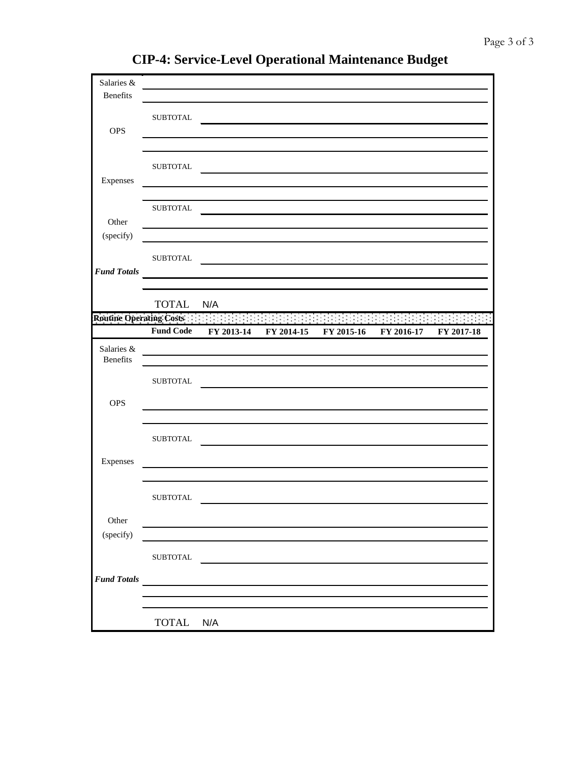# CIP-4: Service-Level Operational Maintenance Budget

| | | | | | | |
|---|---|---|---|---|---|---|
| Salaries & Benefits | | | | | | |
| | SUBTOTAL | | | | | |
| OPS | | | | | | |
| | SUBTOTAL | | | | | |
| Expenses | | | | | | |
| | SUBTOTAL | | | | | |
| Other (specify) | | | | | | |
| | SUBTOTAL | | | | | |
| *Fund Totals* | | | | | | |
| | TOTAL | N/A | | | | |

**Routine Operating Costs**

| | Fund Code | FY 2013-14 | FY 2014-15 | FY 2015-16 | FY 2016-17 | FY 2017-18 |
|---|---|---|---|---|---|---|
| Salaries & Benefits | | | | | | |
| | SUBTOTAL | | | | | |
| OPS | | | | | | |
| | SUBTOTAL | | | | | |
| Expenses | | | | | | |
| | SUBTOTAL | | | | | |
| Other (specify) | | | | | | |
| | SUBTOTAL | | | | | |
| *Fund Totals* | | | | | | |
| | TOTAL | N/A | | | | |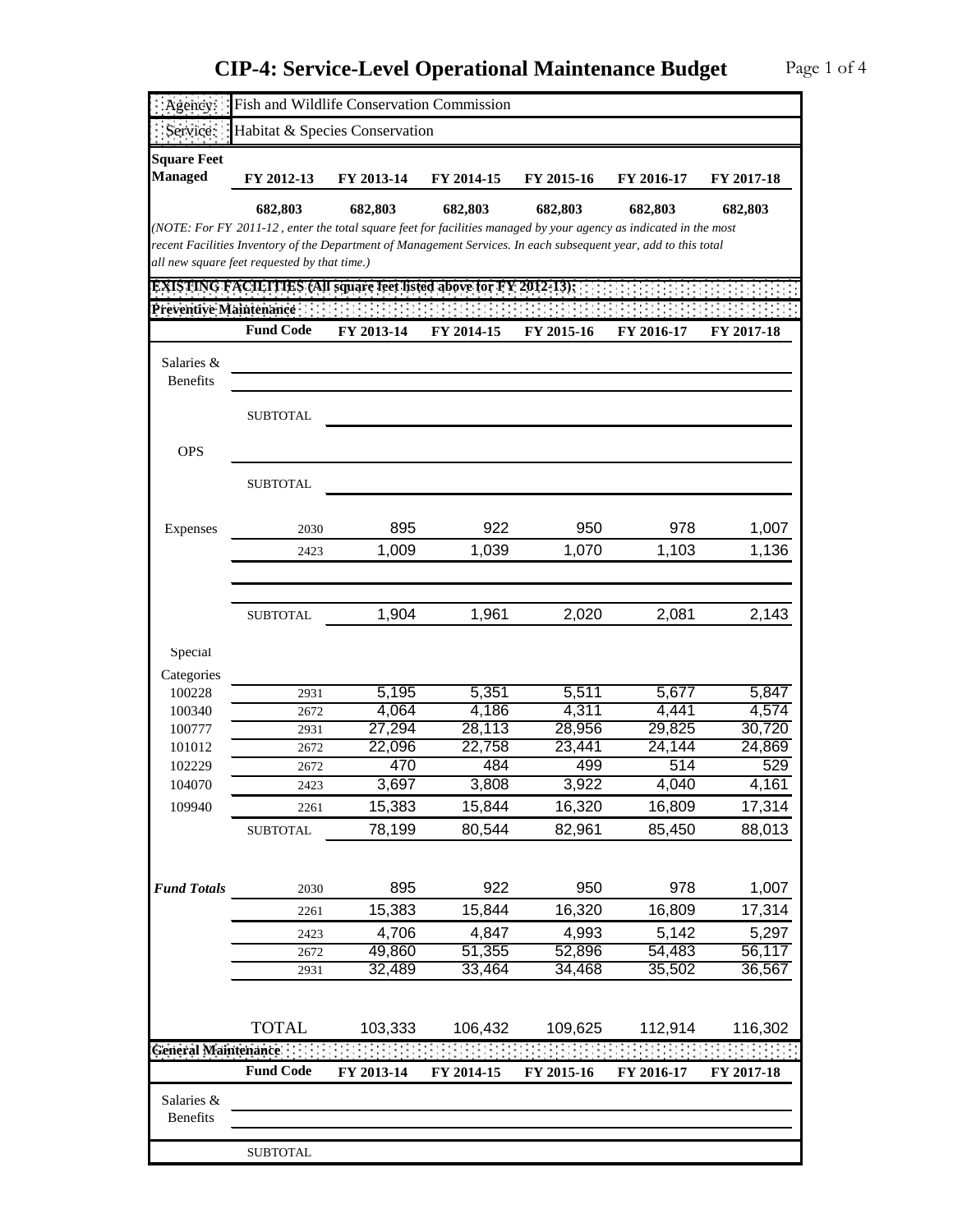# CIP-4: Service-Level Operational Maintenance Budget

| | |
|---|---|
| Agency: | Fish and Wildlife Conservation Commission |
| Service: | Habitat & Species Conservation |

| Square Feet Managed | FY 2012-13 | FY 2013-14 | FY 2014-15 | FY 2015-16 | FY 2016-17 | FY 2017-18 |
|---|---|---|---|---|---|---|
| | 682,803 | 682,803 | 682,803 | 682,803 | 682,803 | 682,803 |

*(NOTE: For FY 2011-12 , enter the total square feet for facilities managed by your agency as indicated in the most recent Facilities Inventory of the Department of Management Services. In each subsequent year, add to this total all new square feet requested by that time.)*

**EXISTING FACILITIES (All square feet listed above for FY 2012-13):**

**Preventive Maintenance**

| | Fund Code | FY 2013-14 | FY 2014-15 | FY 2015-16 | FY 2016-17 | FY 2017-18 |
|---|---|---|---|---|---|---|
| Salaries & Benefits | | | | | | |
| | SUBTOTAL | | | | | |
| OPS | | | | | | |
| | SUBTOTAL | | | | | |
| Expenses | 2030 | 895 | 922 | 950 | 978 | 1,007 |
| | 2423 | 1,009 | 1,039 | 1,070 | 1,103 | 1,136 |
| | SUBTOTAL | 1,904 | 1,961 | 2,020 | 2,081 | 2,143 |
| Special Categories | | | | | | |
| 100228 | 2931 | 5,195 | 5,351 | 5,511 | 5,677 | 5,847 |
| 100340 | 2672 | 4,064 | 4,186 | 4,311 | 4,441 | 4,574 |
| 100777 | 2931 | 27,294 | 28,113 | 28,956 | 29,825 | 30,720 |
| 101012 | 2672 | 22,096 | 22,758 | 23,441 | 24,144 | 24,869 |
| 102229 | 2672 | 470 | 484 | 499 | 514 | 529 |
| 104070 | 2423 | 3,697 | 3,808 | 3,922 | 4,040 | 4,161 |
| 109940 | 2261 | 15,383 | 15,844 | 16,320 | 16,809 | 17,314 |
| | SUBTOTAL | 78,199 | 80,544 | 82,961 | 85,450 | 88,013 |
| *Fund Totals* | 2030 | 895 | 922 | 950 | 978 | 1,007 |
| | 2261 | 15,383 | 15,844 | 16,320 | 16,809 | 17,314 |
| | 2423 | 4,706 | 4,847 | 4,993 | 5,142 | 5,297 |
| | 2672 | 49,860 | 51,355 | 52,896 | 54,483 | 56,117 |
| | 2931 | 32,489 | 33,464 | 34,468 | 35,502 | 36,567 |
| | TOTAL | 103,333 | 106,432 | 109,625 | 112,914 | 116,302 |

**General Maintenance**

| | Fund Code | FY 2013-14 | FY 2014-15 | FY 2015-16 | FY 2016-17 | FY 2017-18 |
|---|---|---|---|---|---|---|
| Salaries & Benefits | | | | | | |
| | SUBTOTAL | | | | | |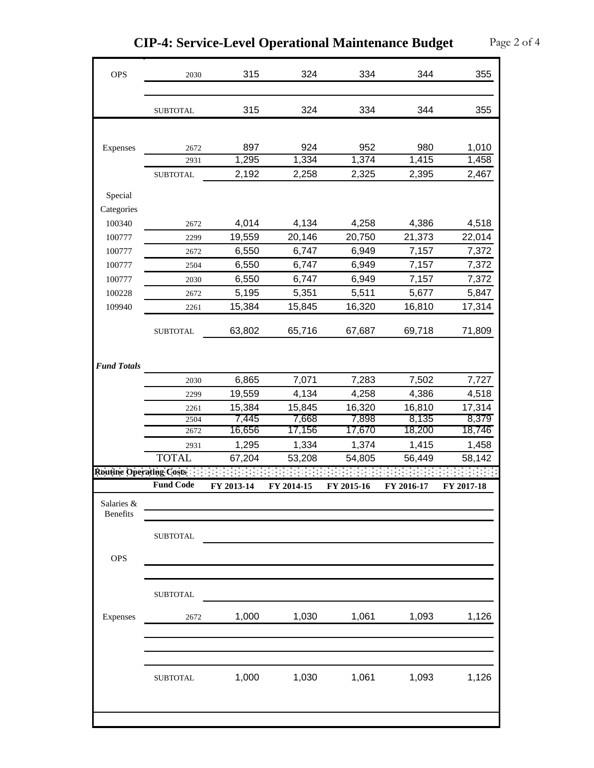# CIP-4: Service-Level Operational Maintenance Budget

| | | | | | | |
|---|---|---|---|---|---|---|
| OPS | 2030 | 315 | 324 | 334 | 344 | 355 |
| | | | | | | |
| | SUBTOTAL | 315 | 324 | 334 | 344 | 355 |
| Expenses | 2672 | 897 | 924 | 952 | 980 | 1,010 |
| | 2931 | 1,295 | 1,334 | 1,374 | 1,415 | 1,458 |
| | SUBTOTAL | 2,192 | 2,258 | 2,325 | 2,395 | 2,467 |
| Special Categories | | | | | | |
| 100340 | 2672 | 4,014 | 4,134 | 4,258 | 4,386 | 4,518 |
| 100777 | 2299 | 19,559 | 20,146 | 20,750 | 21,373 | 22,014 |
| 100777 | 2672 | 6,550 | 6,747 | 6,949 | 7,157 | 7,372 |
| 100777 | 2504 | 6,550 | 6,747 | 6,949 | 7,157 | 7,372 |
| 100777 | 2030 | 6,550 | 6,747 | 6,949 | 7,157 | 7,372 |
| 100228 | 2672 | 5,195 | 5,351 | 5,511 | 5,677 | 5,847 |
| 109940 | 2261 | 15,384 | 15,845 | 16,320 | 16,810 | 17,314 |
| | SUBTOTAL | 63,802 | 65,716 | 67,687 | 69,718 | 71,809 |
| ***Fund Totals*** | | | | | | |
| | 2030 | 6,865 | 7,071 | 7,283 | 7,502 | 7,727 |
| | 2299 | 19,559 | 4,134 | 4,258 | 4,386 | 4,518 |
| | 2261 | 15,384 | 15,845 | 16,320 | 16,810 | 17,314 |
| | 2504 | 7,445 | 7,668 | 7,898 | 8,135 | 8,379 |
| | 2672 | 16,656 | 17,156 | 17,670 | 18,200 | 18,746 |
| | 2931 | 1,295 | 1,334 | 1,374 | 1,415 | 1,458 |
| | TOTAL | 67,204 | 53,208 | 54,805 | 56,449 | 58,142 |

**Routine Operating Costs**

| | Fund Code | FY 2013-14 | FY 2014-15 | FY 2015-16 | FY 2016-17 | FY 2017-18 |
|---|---|---|---|---|---|---|
| Salaries & Benefits | | | | | | |
| | | | | | | |
| | SUBTOTAL | | | | | |
| OPS | | | | | | |
| | | | | | | |
| | SUBTOTAL | | | | | |
| Expenses | 2672 | 1,000 | 1,030 | 1,061 | 1,093 | 1,126 |
| | | | | | | |
| | | | | | | |
| | | | | | | |
| | SUBTOTAL | 1,000 | 1,030 | 1,061 | 1,093 | 1,126 |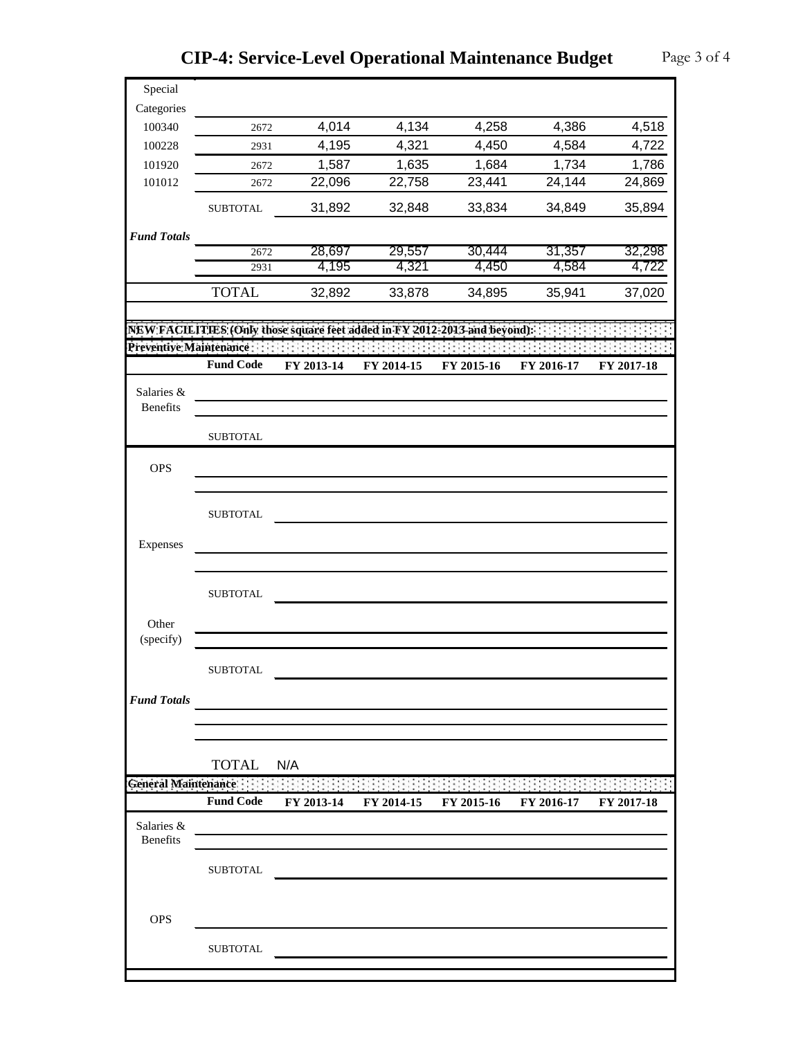# CIP-4: Service-Level Operational Maintenance Budget

| | | | | | | |
|---|---|---|---|---|---|---|
| Special Categories | | | | | | |
| 100340 | 2672 | 4,014 | 4,134 | 4,258 | 4,386 | 4,518 |
| 100228 | 2931 | 4,195 | 4,321 | 4,450 | 4,584 | 4,722 |
| 101920 | 2672 | 1,587 | 1,635 | 1,684 | 1,734 | 1,786 |
| 101012 | 2672 | 22,096 | 22,758 | 23,441 | 24,144 | 24,869 |
| | SUBTOTAL | 31,892 | 32,848 | 33,834 | 34,849 | 35,894 |
| ***Fund Totals*** | | | | | | |
| | 2672 | 28,697 | 29,557 | 30,444 | 31,357 | 32,298 |
| | 2931 | 4,195 | 4,321 | 4,450 | 4,584 | 4,722 |
| | TOTAL | 32,892 | 33,878 | 34,895 | 35,941 | 37,020 |

**NEW FACILITIES (Only those square feet added in FY 2012-2013 and beyond):**

**Preventive Maintenance**

| | Fund Code | FY 2013-14 | FY 2014-15 | FY 2015-16 | FY 2016-17 | FY 2017-18 |
|---|---|---|---|---|---|---|
| Salaries & Benefits | | | | | | |
| | | | | | | |
| | SUBTOTAL | | | | | |
| OPS | | | | | | |
| | | | | | | |
| | SUBTOTAL | | | | | |
| Expenses | | | | | | |
| | | | | | | |
| | SUBTOTAL | | | | | |
| Other (specify) | | | | | | |
| | | | | | | |
| | SUBTOTAL | | | | | |
| ***Fund Totals*** | | | | | | |
| | | | | | | |
| | | | | | | |
| | TOTAL | N/A | | | | |

**General Maintenance**

| | Fund Code | FY 2013-14 | FY 2014-15 | FY 2015-16 | FY 2016-17 | FY 2017-18 |
|---|---|---|---|---|---|---|
| Salaries & Benefits | | | | | | |
| | | | | | | |
| | SUBTOTAL | | | | | |
| OPS | | | | | | |
| | SUBTOTAL | | | | | |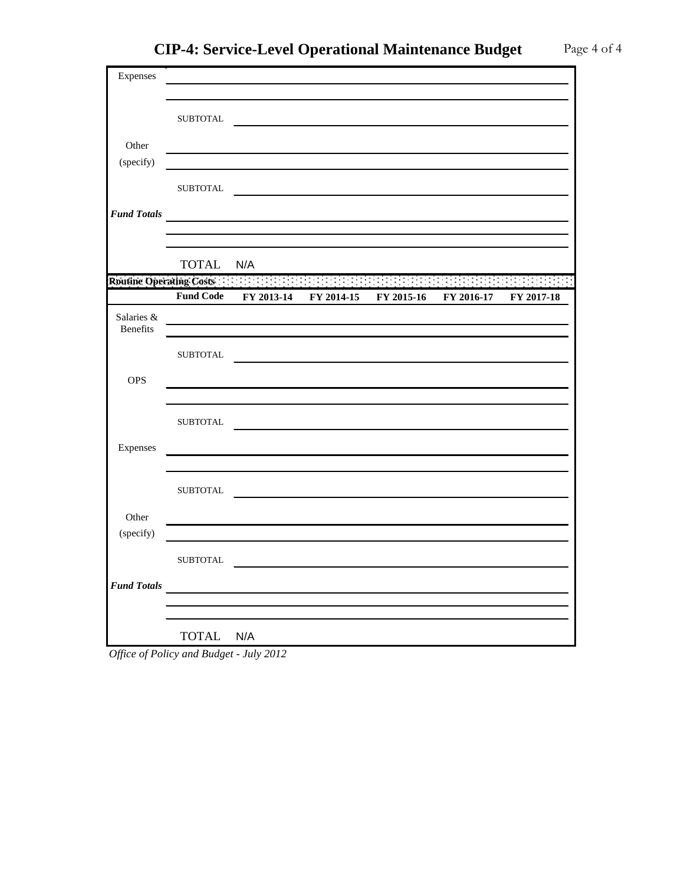# CIP-4: Service-Level Operational Maintenance Budget

| | | | | | | |
|---|---|---|---|---|---|---|
| Expenses | | | | | | |
| | | | | | | |
| | SUBTOTAL | | | | | |
| Other (specify) | | | | | | |
| | | | | | | |
| | SUBTOTAL | | | | | |
| ***Fund Totals*** | | | | | | |
| | | | | | | |
| | | | | | | |
| | TOTAL | N/A | | | | |

| **Routine Operating Costs** | | | | | | |
|---|---|---|---|---|---|---|
| | **Fund Code** | **FY 2013-14** | **FY 2014-15** | **FY 2015-16** | **FY 2016-17** | **FY 2017-18** |
| Salaries & Benefits | | | | | | |
| | | | | | | |
| | SUBTOTAL | | | | | |
| OPS | | | | | | |
| | | | | | | |
| | SUBTOTAL | | | | | |
| Expenses | | | | | | |
| | | | | | | |
| | SUBTOTAL | | | | | |
| Other (specify) | | | | | | |
| | | | | | | |
| | SUBTOTAL | | | | | |
| ***Fund Totals*** | | | | | | |
| | | | | | | |
| | | | | | | |
| | TOTAL | N/A | | | | |

*Office of Policy and Budget - July 2012*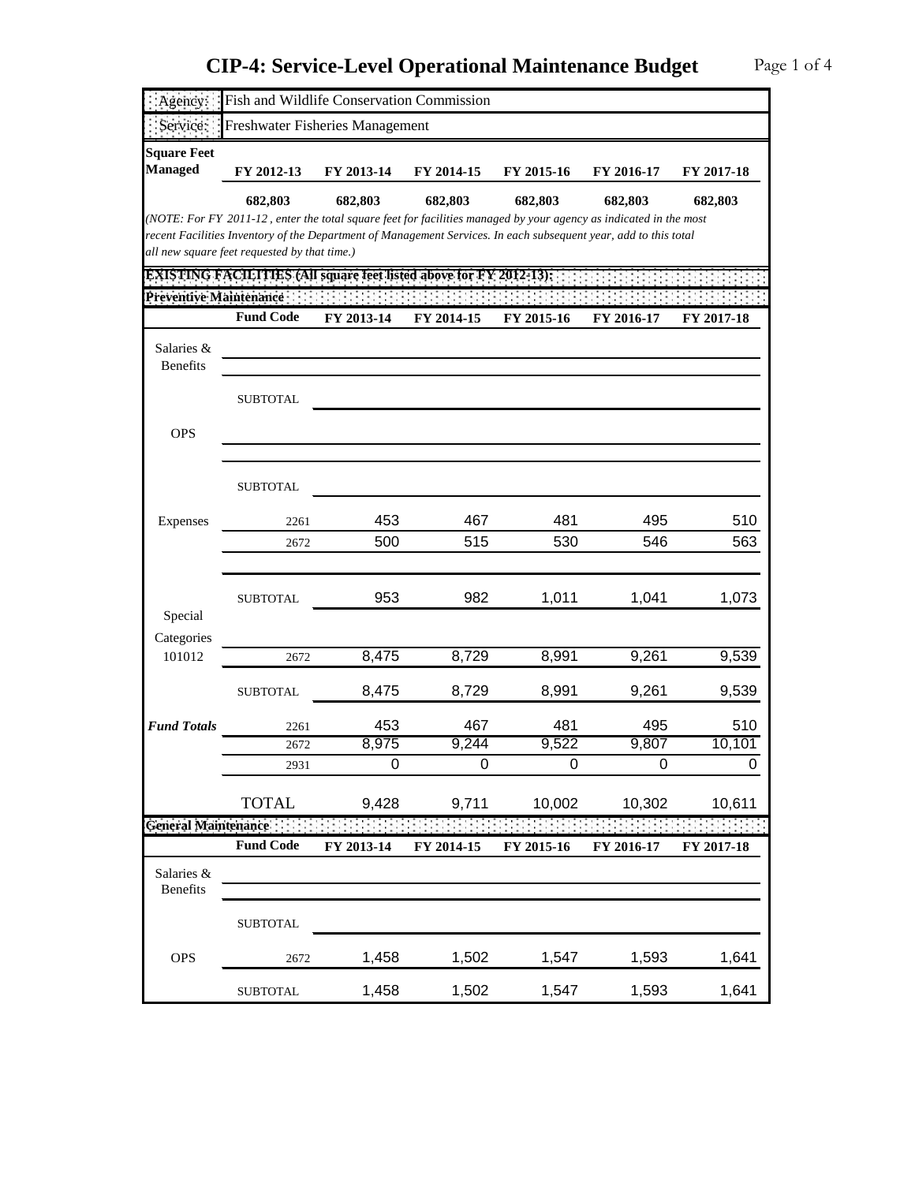# CIP-4: Service-Level Operational Maintenance Budget

| Agency: | Fish and Wildlife Conservation Commission |
|---|---|
| Service: | Freshwater Fisheries Management |

| Square Feet Managed | FY 2012-13 | FY 2013-14 | FY 2014-15 | FY 2015-16 | FY 2016-17 | FY 2017-18 |
|---|---|---|---|---|---|---|
| | 682,803 | 682,803 | 682,803 | 682,803 | 682,803 | 682,803 |

*(NOTE: For FY 2011-12 , enter the total square feet for facilities managed by your agency as indicated in the most recent Facilities Inventory of the Department of Management Services. In each subsequent year, add to this total all new square feet requested by that time.)*

**EXISTING FACILITIES (All square feet listed above for FY 2012-13):**

**Preventive Maintenance**

| | Fund Code | FY 2013-14 | FY 2014-15 | FY 2015-16 | FY 2016-17 | FY 2017-18 |
|---|---|---|---|---|---|---|
| Salaries & Benefits | | | | | | |
| | SUBTOTAL | | | | | |
| OPS | | | | | | |
| | SUBTOTAL | | | | | |
| Expenses | 2261 | 453 | 467 | 481 | 495 | 510 |
| | 2672 | 500 | 515 | 530 | 546 | 563 |
| | SUBTOTAL | 953 | 982 | 1,011 | 1,041 | 1,073 |
| Special Categories 101012 | 2672 | 8,475 | 8,729 | 8,991 | 9,261 | 9,539 |
| | SUBTOTAL | 8,475 | 8,729 | 8,991 | 9,261 | 9,539 |
| ***Fund Totals*** | 2261 | 453 | 467 | 481 | 495 | 510 |
| | 2672 | 8,975 | 9,244 | 9,522 | 9,807 | 10,101 |
| | 2931 | 0 | 0 | 0 | 0 | 0 |
| | TOTAL | 9,428 | 9,711 | 10,002 | 10,302 | 10,611 |

**General Maintenance**

| | Fund Code | FY 2013-14 | FY 2014-15 | FY 2015-16 | FY 2016-17 | FY 2017-18 |
|---|---|---|---|---|---|---|
| Salaries & Benefits | | | | | | |
| | SUBTOTAL | | | | | |
| OPS | 2672 | 1,458 | 1,502 | 1,547 | 1,593 | 1,641 |
| | SUBTOTAL | 1,458 | 1,502 | 1,547 | 1,593 | 1,641 |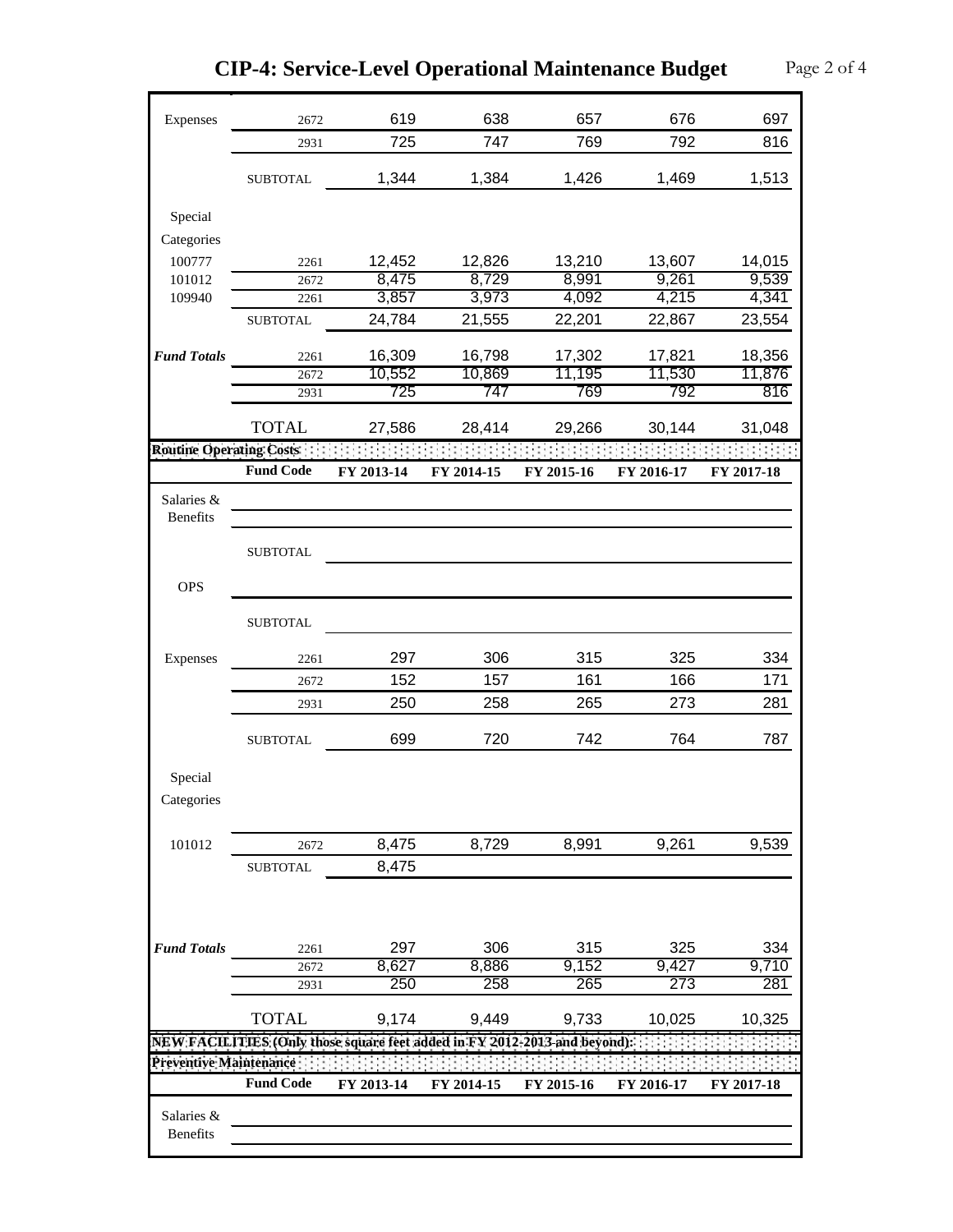# CIP-4: Service-Level Operational Maintenance Budget

| | Fund Code | FY 2013-14 | FY 2014-15 | FY 2015-16 | FY 2016-17 | FY 2017-18 |
|---|---|---|---|---|---|---|
| Expenses | 2672 | 619 | 638 | 657 | 676 | 697 |
| | 2931 | 725 | 747 | 769 | 792 | 816 |
| | SUBTOTAL | 1,344 | 1,384 | 1,426 | 1,469 | 1,513 |
| Special Categories | | | | | | |
| 100777 | 2261 | 12,452 | 12,826 | 13,210 | 13,607 | 14,015 |
| 101012 | 2672 | 8,475 | 8,729 | 8,991 | 9,261 | 9,539 |
| 109940 | 2261 | 3,857 | 3,973 | 4,092 | 4,215 | 4,341 |
| | SUBTOTAL | 24,784 | 21,555 | 22,201 | 22,867 | 23,554 |
| ***Fund Totals*** | 2261 | 16,309 | 16,798 | 17,302 | 17,821 | 18,356 |
| | 2672 | 10,552 | 10,869 | 11,195 | 11,530 | 11,876 |
| | 2931 | 725 | 747 | 769 | 792 | 816 |
| | TOTAL | 27,586 | 28,414 | 29,266 | 30,144 | 31,048 |

**Routine Operating Costs**

| | Fund Code | FY 2013-14 | FY 2014-15 | FY 2015-16 | FY 2016-17 | FY 2017-18 |
|---|---|---|---|---|---|---|
| Salaries & Benefits | | | | | | |
| | SUBTOTAL | | | | | |
| OPS | | | | | | |
| | SUBTOTAL | | | | | |
| Expenses | 2261 | 297 | 306 | 315 | 325 | 334 |
| | 2672 | 152 | 157 | 161 | 166 | 171 |
| | 2931 | 250 | 258 | 265 | 273 | 281 |
| | SUBTOTAL | 699 | 720 | 742 | 764 | 787 |
| Special Categories | | | | | | |
| 101012 | 2672 | 8,475 | 8,729 | 8,991 | 9,261 | 9,539 |
| | SUBTOTAL | 8,475 | | | | |
| ***Fund Totals*** | 2261 | 297 | 306 | 315 | 325 | 334 |
| | 2672 | 8,627 | 8,886 | 9,152 | 9,427 | 9,710 |
| | 2931 | 250 | 258 | 265 | 273 | 281 |
| | TOTAL | 9,174 | 9,449 | 9,733 | 10,025 | 10,325 |

**NEW FACILITIES (Only those square feet added in FY 2012-2013 and beyond):**

**Preventive Maintenance**

| | Fund Code | FY 2013-14 | FY 2014-15 | FY 2015-16 | FY 2016-17 | FY 2017-18 |
|---|---|---|---|---|---|---|
| Salaries & Benefits | | | | | | |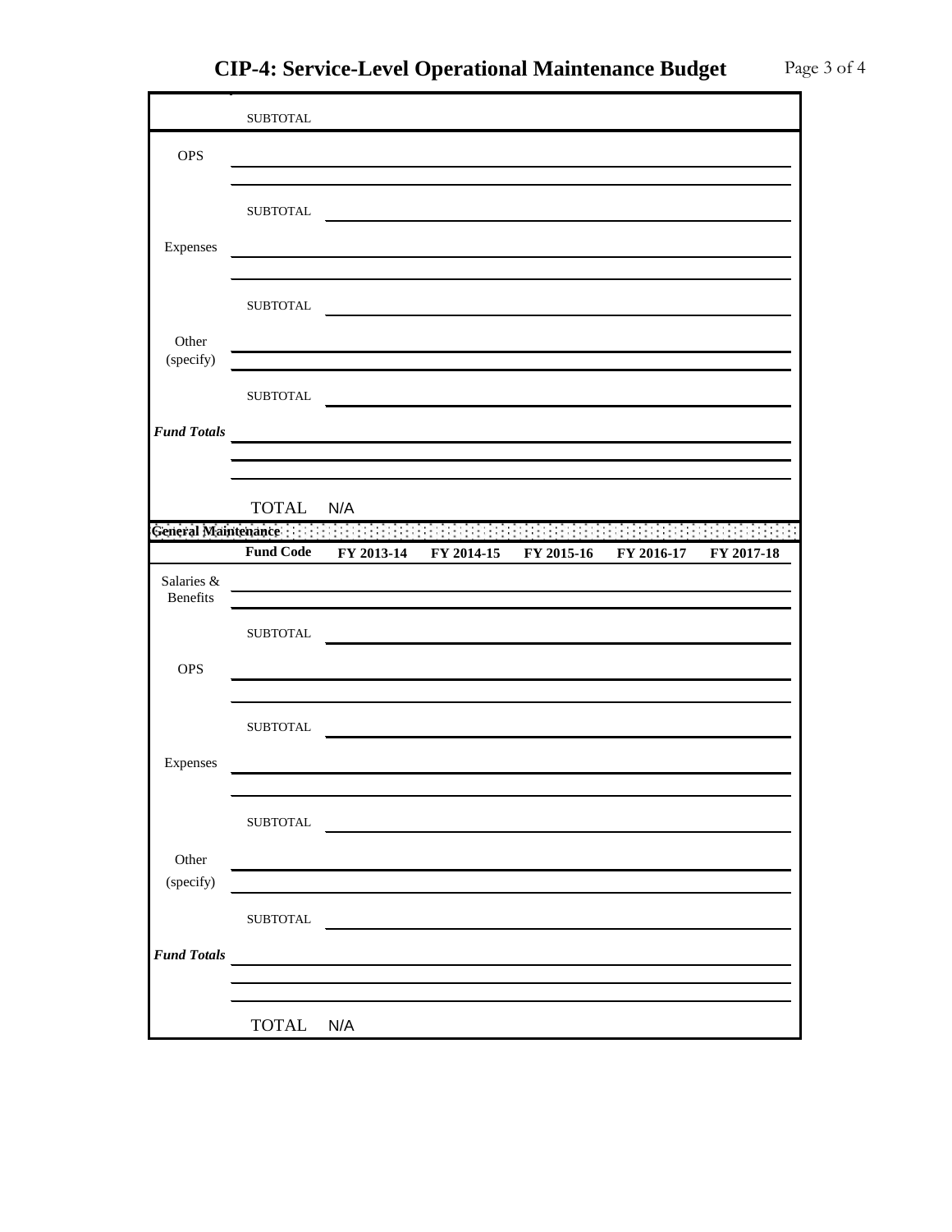# CIP-4: Service-Level Operational Maintenance Budget

| | | | | | | |
|---|---|---|---|---|---|---|
| | SUBTOTAL | | | | | |
| OPS | | | | | | |
| | | | | | | |
| | SUBTOTAL | | | | | |
| Expenses | | | | | | |
| | | | | | | |
| | SUBTOTAL | | | | | |
| Other (specify) | | | | | | |
| | | | | | | |
| | SUBTOTAL | | | | | |
| ***Fund Totals*** | | | | | | |
| | | | | | | |
| | | | | | | |
| | TOTAL | N/A | | | | |

**General Maintenance**

| | Fund Code | FY 2013-14 | FY 2014-15 | FY 2015-16 | FY 2016-17 | FY 2017-18 |
|---|---|---|---|---|---|---|
| Salaries & Benefits | | | | | | |
| | | | | | | |
| | SUBTOTAL | | | | | |
| OPS | | | | | | |
| | | | | | | |
| | SUBTOTAL | | | | | |
| Expenses | | | | | | |
| | | | | | | |
| | SUBTOTAL | | | | | |
| Other (specify) | | | | | | |
| | | | | | | |
| | SUBTOTAL | | | | | |
| ***Fund Totals*** | | | | | | |
| | | | | | | |
| | | | | | | |
| | TOTAL | N/A | | | | |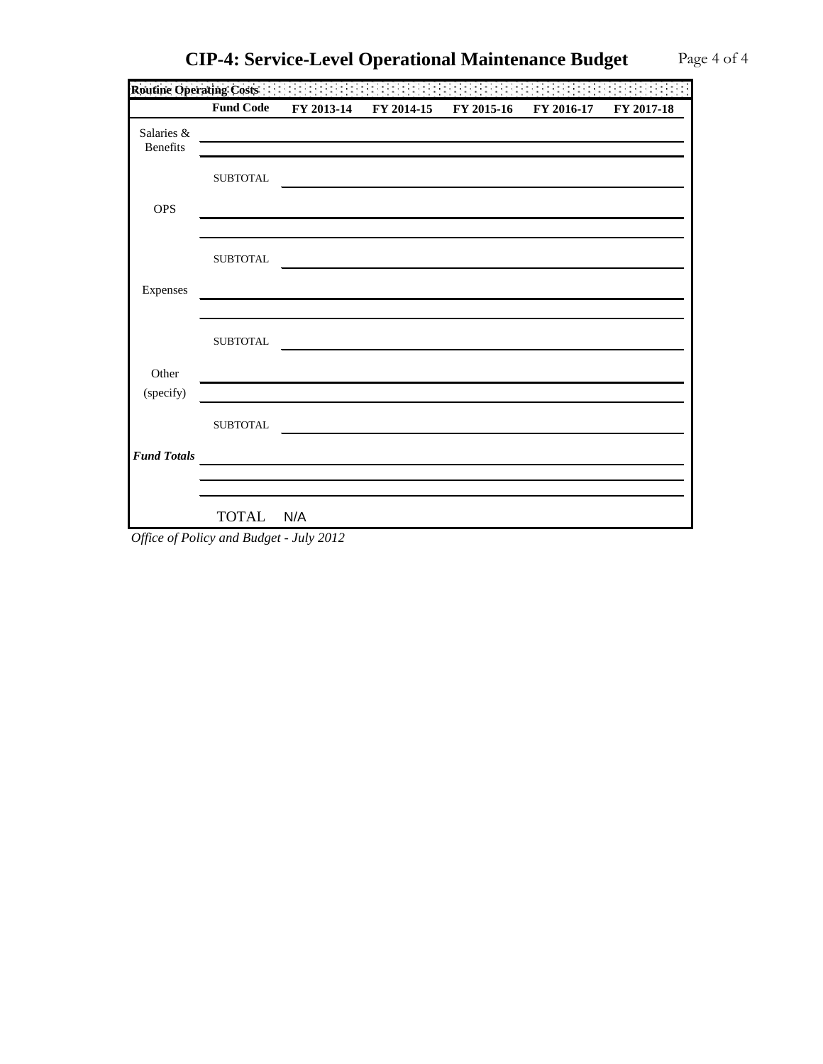# CIP-4: Service-Level Operational Maintenance Budget

| Routine Operating Costs | | | | | | |
|---|---|---|---|---|---|---|
| | **Fund Code** | **FY 2013-14** | **FY 2014-15** | **FY 2015-16** | **FY 2016-17** | **FY 2017-18** |
| Salaries & Benefits | | | | | | |
| | | | | | | |
| | SUBTOTAL | | | | | |
| OPS | | | | | | |
| | | | | | | |
| | SUBTOTAL | | | | | |
| Expenses | | | | | | |
| | | | | | | |
| | SUBTOTAL | | | | | |
| Other (specify) | | | | | | |
| | | | | | | |
| | SUBTOTAL | | | | | |
| ***Fund Totals*** | | | | | | |
| | | | | | | |
| | | | | | | |
| | TOTAL | N/A | | | | |

*Office of Policy and Budget - July 2012*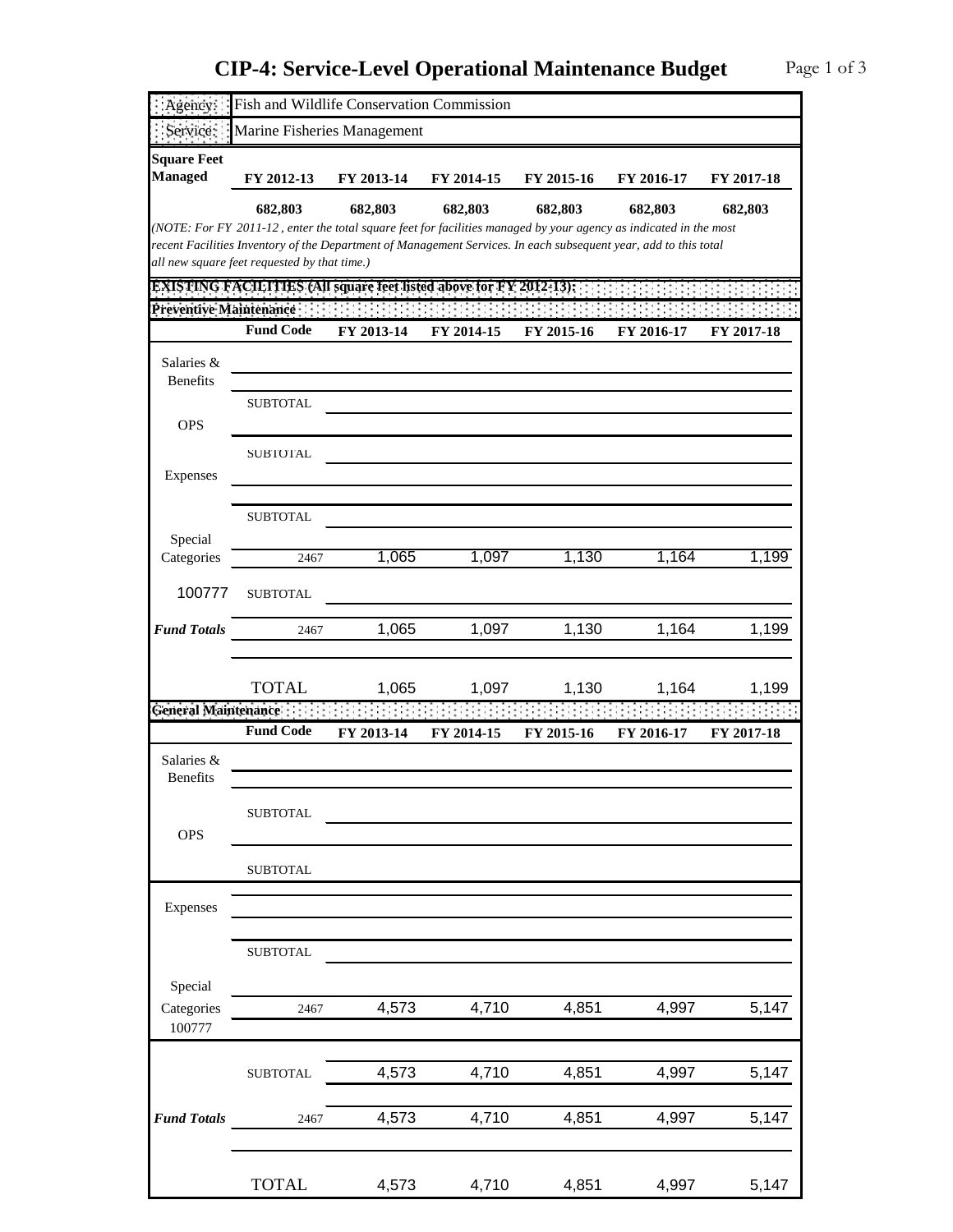# CIP-4: Service-Level Operational Maintenance Budget

| | |
|---|---|
| Agency: | Fish and Wildlife Conservation Commission |
| Service: | Marine Fisheries Management |

| Square Feet Managed | FY 2012-13 | FY 2013-14 | FY 2014-15 | FY 2015-16 | FY 2016-17 | FY 2017-18 |
|---|---|---|---|---|---|---|
| | 682,803 | 682,803 | 682,803 | 682,803 | 682,803 | 682,803 |

*(NOTE: For FY 2011-12 , enter the total square feet for facilities managed by your agency as indicated in the most recent Facilities Inventory of the Department of Management Services. In each subsequent year, add to this total all new square feet requested by that time.)*

**EXISTING FACILITIES (All square feet listed above for FY 2012-13):**

**Preventive Maintenance**

| | Fund Code | FY 2013-14 | FY 2014-15 | FY 2015-16 | FY 2016-17 | FY 2017-18 |
|---|---|---|---|---|---|---|
| Salaries & Benefits | | | | | | |
| | SUBTOTAL | | | | | |
| OPS | | | | | | |
| | SUBTOTAL | | | | | |
| Expenses | | | | | | |
| | SUBTOTAL | | | | | |
| Special Categories | 2467 | 1,065 | 1,097 | 1,130 | 1,164 | 1,199 |
| 100777 | SUBTOTAL | | | | | |
| *Fund Totals* | 2467 | 1,065 | 1,097 | 1,130 | 1,164 | 1,199 |
| | TOTAL | 1,065 | 1,097 | 1,130 | 1,164 | 1,199 |

**General Maintenance**

| | Fund Code | FY 2013-14 | FY 2014-15 | FY 2015-16 | FY 2016-17 | FY 2017-18 |
|---|---|---|---|---|---|---|
| Salaries & Benefits | | | | | | |
| | SUBTOTAL | | | | | |
| OPS | | | | | | |
| | SUBTOTAL | | | | | |
| Expenses | | | | | | |
| | SUBTOTAL | | | | | |
| Special Categories 100777 | 2467 | 4,573 | 4,710 | 4,851 | 4,997 | 5,147 |
| | SUBTOTAL | 4,573 | 4,710 | 4,851 | 4,997 | 5,147 |
| *Fund Totals* | 2467 | 4,573 | 4,710 | 4,851 | 4,997 | 5,147 |
| | TOTAL | 4,573 | 4,710 | 4,851 | 4,997 | 5,147 |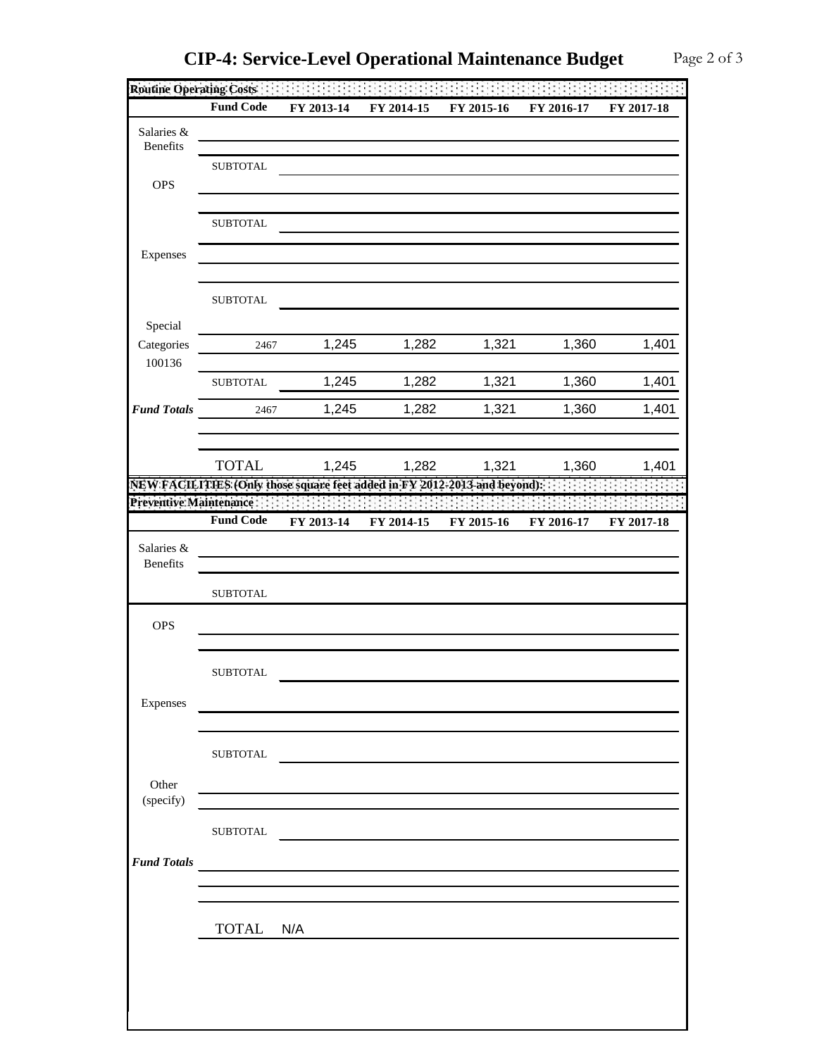# CIP-4: Service-Level Operational Maintenance Budget

**Routine Operating Costs**

| | Fund Code | FY 2013-14 | FY 2014-15 | FY 2015-16 | FY 2016-17 | FY 2017-18 |
|---|---|---|---|---|---|---|
| Salaries & Benefits | | | | | | |
| | SUBTOTAL | | | | | |
| OPS | | | | | | |
| | SUBTOTAL | | | | | |
| Expenses | | | | | | |
| | SUBTOTAL | | | | | |
| Special Categories 100136 | 2467 | 1,245 | 1,282 | 1,321 | 1,360 | 1,401 |
| | SUBTOTAL | 1,245 | 1,282 | 1,321 | 1,360 | 1,401 |
| ***Fund Totals*** | 2467 | 1,245 | 1,282 | 1,321 | 1,360 | 1,401 |
| | TOTAL | 1,245 | 1,282 | 1,321 | 1,360 | 1,401 |

**NEW FACILITIES (Only those square feet added in FY 2012-2013 and beyond):**

**Preventive Maintenance**

| | Fund Code | FY 2013-14 | FY 2014-15 | FY 2015-16 | FY 2016-17 | FY 2017-18 |
|---|---|---|---|---|---|---|
| Salaries & Benefits | | | | | | |
| | SUBTOTAL | | | | | |
| OPS | | | | | | |
| | SUBTOTAL | | | | | |
| Expenses | | | | | | |
| | SUBTOTAL | | | | | |
| Other (specify) | | | | | | |
| | SUBTOTAL | | | | | |
| ***Fund Totals*** | | | | | | |
| | TOTAL | N/A | | | | |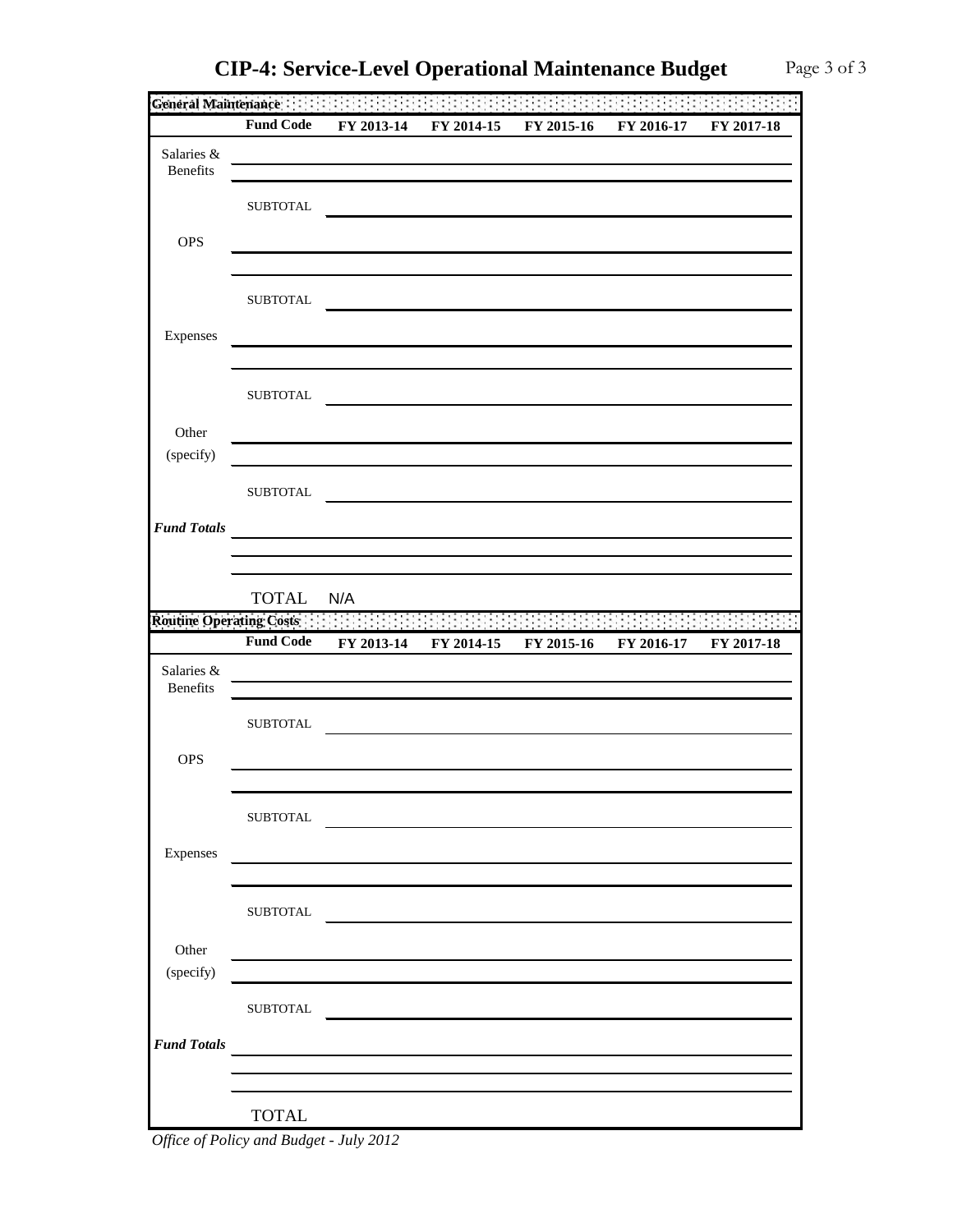# CIP-4: Service-Level Operational Maintenance Budget

| General Maintenance | Fund Code | FY 2013-14 | FY 2014-15 | FY 2015-16 | FY 2016-17 | FY 2017-18 |
|---|---|---|---|---|---|---|
| Salaries & Benefits | | | | | | |
| | | | | | | |
| | SUBTOTAL | | | | | |
| OPS | | | | | | |
| | | | | | | |
| | SUBTOTAL | | | | | |
| Expenses | | | | | | |
| | | | | | | |
| | SUBTOTAL | | | | | |
| Other (specify) | | | | | | |
| | | | | | | |
| | SUBTOTAL | | | | | |
| ***Fund Totals*** | | | | | | |
| | | | | | | |
| | | | | | | |
| | TOTAL | N/A | | | | |

| Routine Operating Costs | Fund Code | FY 2013-14 | FY 2014-15 | FY 2015-16 | FY 2016-17 | FY 2017-18 |
|---|---|---|---|---|---|---|
| Salaries & Benefits | | | | | | |
| | | | | | | |
| | SUBTOTAL | | | | | |
| OPS | | | | | | |
| | | | | | | |
| | SUBTOTAL | | | | | |
| Expenses | | | | | | |
| | | | | | | |
| | SUBTOTAL | | | | | |
| Other (specify) | | | | | | |
| | | | | | | |
| | SUBTOTAL | | | | | |
| ***Fund Totals*** | | | | | | |
| | | | | | | |
| | | | | | | |
| | TOTAL | | | | | |

*Office of Policy and Budget - July 2012*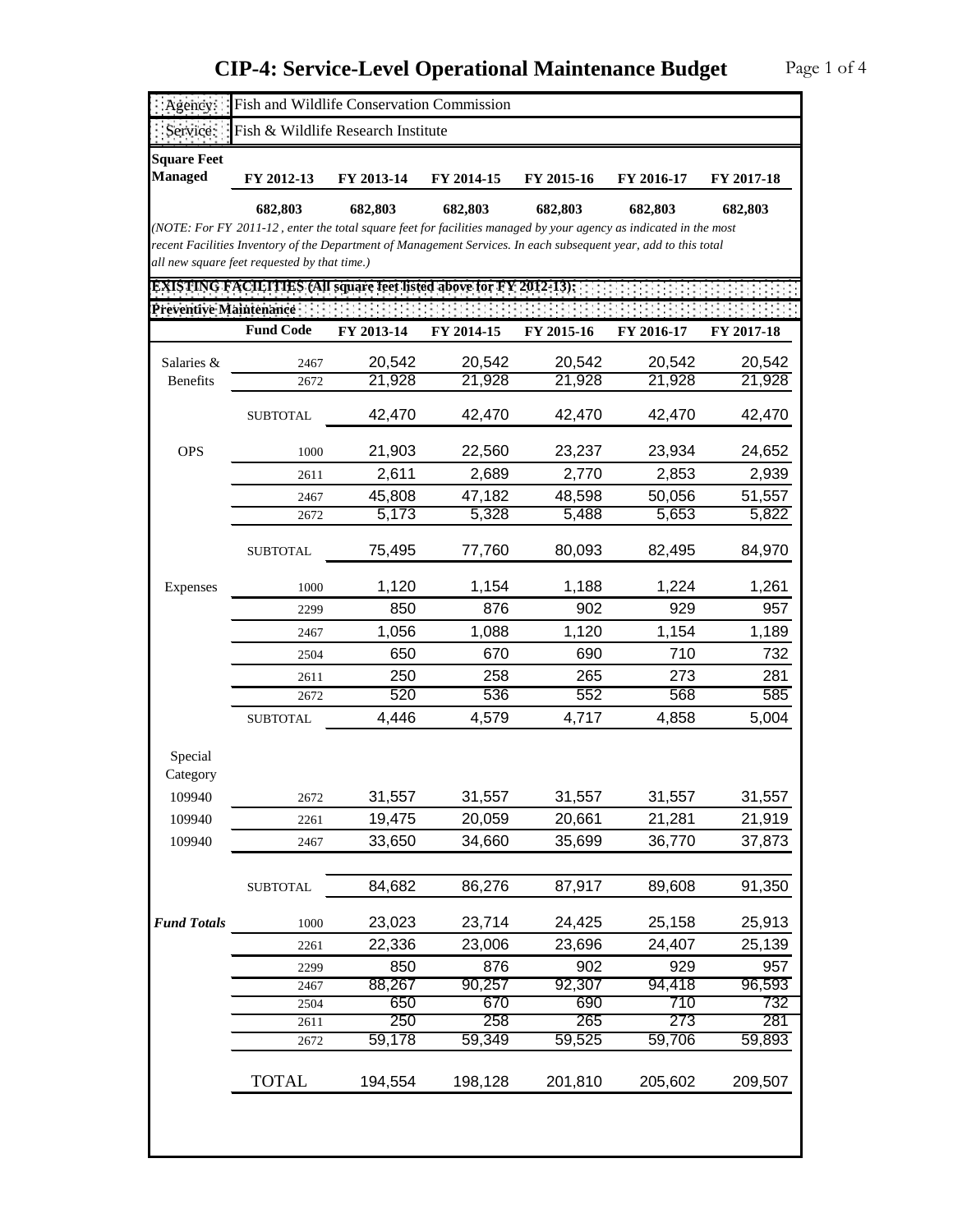# CIP-4: Service-Level Operational Maintenance Budget

| Agency: | Fish and Wildlife Conservation Commission |
|---|---|
| Service: | Fish & Wildlife Research Institute |

| Square Feet Managed | FY 2012-13 | FY 2013-14 | FY 2014-15 | FY 2015-16 | FY 2016-17 | FY 2017-18 |
|---|---|---|---|---|---|---|
| | 682,803 | 682,803 | 682,803 | 682,803 | 682,803 | 682,803 |

*(NOTE: For FY 2011-12 , enter the total square feet for facilities managed by your agency as indicated in the most recent Facilities Inventory of the Department of Management Services. In each subsequent year, add to this total all new square feet requested by that time.)*

**EXISTING FACILITIES (All square feet listed above for FY 2012-13):**

**Preventive Maintenance**

| | Fund Code | FY 2013-14 | FY 2014-15 | FY 2015-16 | FY 2016-17 | FY 2017-18 |
|---|---|---|---|---|---|---|
| Salaries & Benefits | 2467 | 20,542 | 20,542 | 20,542 | 20,542 | 20,542 |
| | 2672 | 21,928 | 21,928 | 21,928 | 21,928 | 21,928 |
| | SUBTOTAL | 42,470 | 42,470 | 42,470 | 42,470 | 42,470 |
| OPS | 1000 | 21,903 | 22,560 | 23,237 | 23,934 | 24,652 |
| | 2611 | 2,611 | 2,689 | 2,770 | 2,853 | 2,939 |
| | 2467 | 45,808 | 47,182 | 48,598 | 50,056 | 51,557 |
| | 2672 | 5,173 | 5,328 | 5,488 | 5,653 | 5,822 |
| | SUBTOTAL | 75,495 | 77,760 | 80,093 | 82,495 | 84,970 |
| Expenses | 1000 | 1,120 | 1,154 | 1,188 | 1,224 | 1,261 |
| | 2299 | 850 | 876 | 902 | 929 | 957 |
| | 2467 | 1,056 | 1,088 | 1,120 | 1,154 | 1,189 |
| | 2504 | 650 | 670 | 690 | 710 | 732 |
| | 2611 | 250 | 258 | 265 | 273 | 281 |
| | 2672 | 520 | 536 | 552 | 568 | 585 |
| | SUBTOTAL | 4,446 | 4,579 | 4,717 | 4,858 | 5,004 |
| Special Category | | | | | | |
| 109940 | 2672 | 31,557 | 31,557 | 31,557 | 31,557 | 31,557 |
| 109940 | 2261 | 19,475 | 20,059 | 20,661 | 21,281 | 21,919 |
| 109940 | 2467 | 33,650 | 34,660 | 35,699 | 36,770 | 37,873 |
| | SUBTOTAL | 84,682 | 86,276 | 87,917 | 89,608 | 91,350 |
| ***Fund Totals*** | 1000 | 23,023 | 23,714 | 24,425 | 25,158 | 25,913 |
| | 2261 | 22,336 | 23,006 | 23,696 | 24,407 | 25,139 |
| | 2299 | 850 | 876 | 902 | 929 | 957 |
| | 2467 | 88,267 | 90,257 | 92,307 | 94,418 | 96,593 |
| | 2504 | 650 | 670 | 690 | 710 | 732 |
| | 2611 | 250 | 258 | 265 | 273 | 281 |
| | 2672 | 59,178 | 59,349 | 59,525 | 59,706 | 59,893 |
| | TOTAL | 194,554 | 198,128 | 201,810 | 205,602 | 209,507 |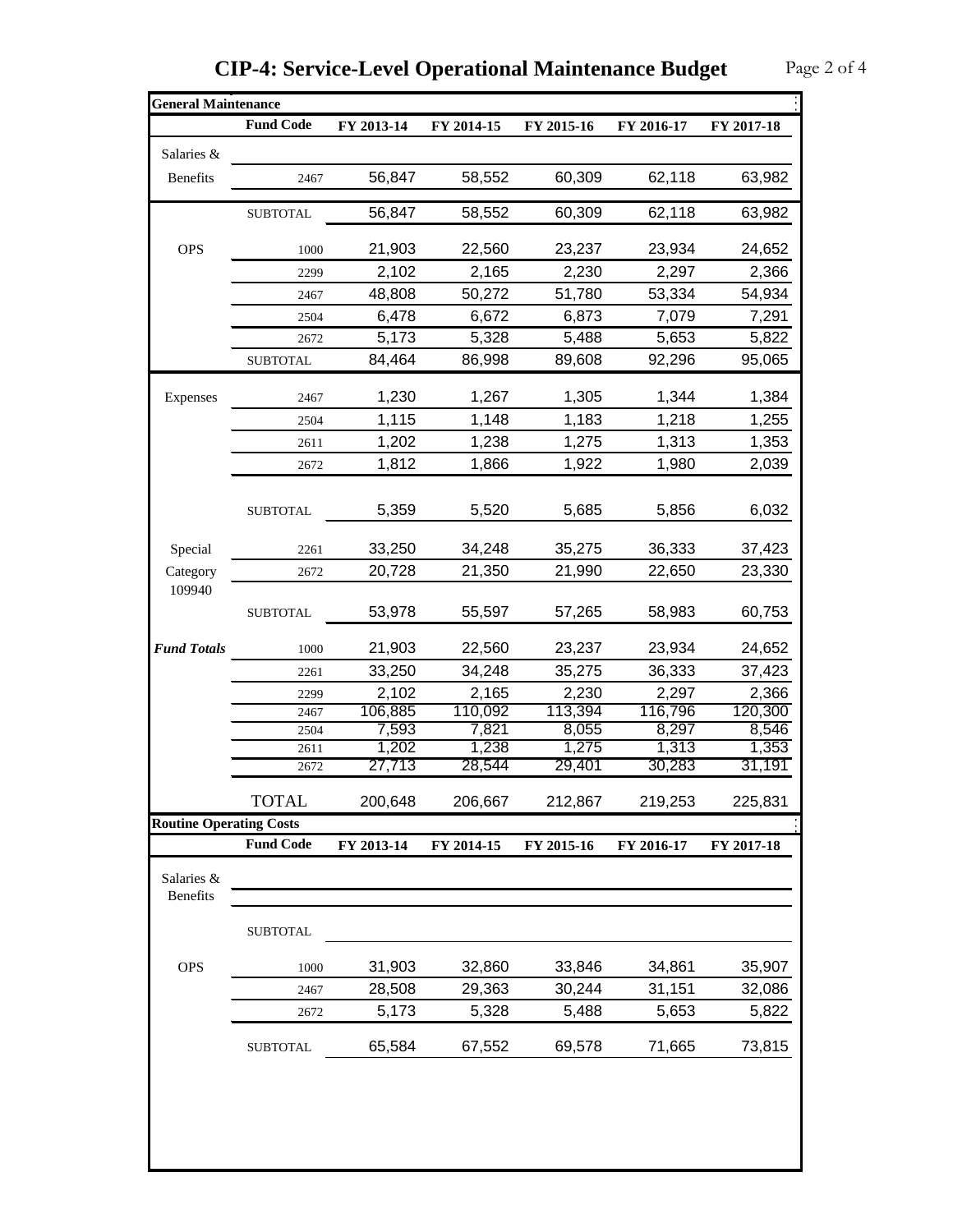# CIP-4: Service-Level Operational Maintenance Budget

**General Maintenance**

| | Fund Code | FY 2013-14 | FY 2014-15 | FY 2015-16 | FY 2016-17 | FY 2017-18 |
|---|---|---|---|---|---|---|
| Salaries & Benefits | 2467 | 56,847 | 58,552 | 60,309 | 62,118 | 63,982 |
| | SUBTOTAL | 56,847 | 58,552 | 60,309 | 62,118 | 63,982 |
| OPS | 1000 | 21,903 | 22,560 | 23,237 | 23,934 | 24,652 |
| | 2299 | 2,102 | 2,165 | 2,230 | 2,297 | 2,366 |
| | 2467 | 48,808 | 50,272 | 51,780 | 53,334 | 54,934 |
| | 2504 | 6,478 | 6,672 | 6,873 | 7,079 | 7,291 |
| | 2672 | 5,173 | 5,328 | 5,488 | 5,653 | 5,822 |
| | SUBTOTAL | 84,464 | 86,998 | 89,608 | 92,296 | 95,065 |
| Expenses | 2467 | 1,230 | 1,267 | 1,305 | 1,344 | 1,384 |
| | 2504 | 1,115 | 1,148 | 1,183 | 1,218 | 1,255 |
| | 2611 | 1,202 | 1,238 | 1,275 | 1,313 | 1,353 |
| | 2672 | 1,812 | 1,866 | 1,922 | 1,980 | 2,039 |
| | SUBTOTAL | 5,359 | 5,520 | 5,685 | 5,856 | 6,032 |
| Special Category 109940 | 2261 | 33,250 | 34,248 | 35,275 | 36,333 | 37,423 |
| | 2672 | 20,728 | 21,350 | 21,990 | 22,650 | 23,330 |
| | SUBTOTAL | 53,978 | 55,597 | 57,265 | 58,983 | 60,753 |
| ***Fund Totals*** | 1000 | 21,903 | 22,560 | 23,237 | 23,934 | 24,652 |
| | 2261 | 33,250 | 34,248 | 35,275 | 36,333 | 37,423 |
| | 2299 | 2,102 | 2,165 | 2,230 | 2,297 | 2,366 |
| | 2467 | 106,885 | 110,092 | 113,394 | 116,796 | 120,300 |
| | 2504 | 7,593 | 7,821 | 8,055 | 8,297 | 8,546 |
| | 2611 | 1,202 | 1,238 | 1,275 | 1,313 | 1,353 |
| | 2672 | 27,713 | 28,544 | 29,401 | 30,283 | 31,191 |
| | TOTAL | 200,648 | 206,667 | 212,867 | 219,253 | 225,831 |

**Routine Operating Costs**

| | Fund Code | FY 2013-14 | FY 2014-15 | FY 2015-16 | FY 2016-17 | FY 2017-18 |
|---|---|---|---|---|---|---|
| Salaries & Benefits | | | | | | |
| | SUBTOTAL | | | | | |
| OPS | 1000 | 31,903 | 32,860 | 33,846 | 34,861 | 35,907 |
| | 2467 | 28,508 | 29,363 | 30,244 | 31,151 | 32,086 |
| | 2672 | 5,173 | 5,328 | 5,488 | 5,653 | 5,822 |
| | SUBTOTAL | 65,584 | 67,552 | 69,578 | 71,665 | 73,815 |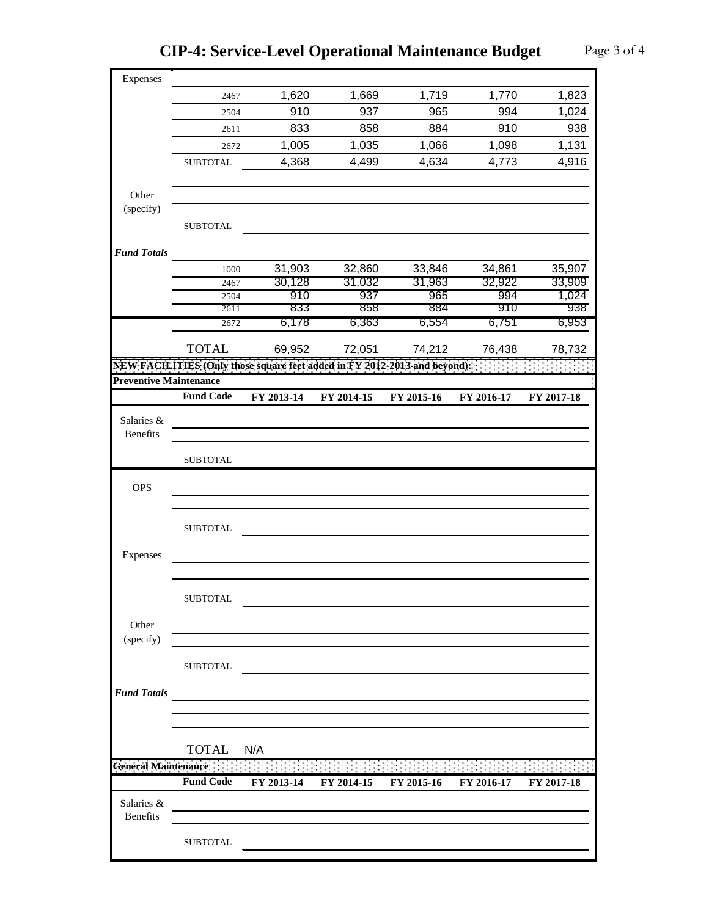# CIP-4: Service-Level Operational Maintenance Budget

| | Fund Code | | | | | |
|---|---|---|---|---|---|---|
| Expenses | | | | | | |
| | 2467 | 1,620 | 1,669 | 1,719 | 1,770 | 1,823 |
| | 2504 | 910 | 937 | 965 | 994 | 1,024 |
| | 2611 | 833 | 858 | 884 | 910 | 938 |
| | 2672 | 1,005 | 1,035 | 1,066 | 1,098 | 1,131 |
| | SUBTOTAL | 4,368 | 4,499 | 4,634 | 4,773 | 4,916 |
| Other (specify) | | | | | | |
| | SUBTOTAL | | | | | |
| ***Fund Totals*** | | | | | | |
| | 1000 | 31,903 | 32,860 | 33,846 | 34,861 | 35,907 |
| | 2467 | 30,128 | 31,032 | 31,963 | 32,922 | 33,909 |
| | 2504 | 910 | 937 | 965 | 994 | 1,024 |
| | 2611 | 833 | 858 | 884 | 910 | 938 |
| | 2672 | 6,178 | 6,363 | 6,554 | 6,751 | 6,953 |
| | TOTAL | 69,952 | 72,051 | 74,212 | 76,438 | 78,732 |

**NEW FACILITIES (Only those square feet added in FY 2012-2013 and beyond):**

**Preventive Maintenance**

| | Fund Code | FY 2013-14 | FY 2014-15 | FY 2015-16 | FY 2016-17 | FY 2017-18 |
|---|---|---|---|---|---|---|
| Salaries & Benefits | | | | | | |
| | SUBTOTAL | | | | | |
| OPS | | | | | | |
| | SUBTOTAL | | | | | |
| Expenses | | | | | | |
| | SUBTOTAL | | | | | |
| Other (specify) | | | | | | |
| | SUBTOTAL | | | | | |
| ***Fund Totals*** | | | | | | |
| | TOTAL | N/A | | | | |

**General Maintenance**

| | Fund Code | FY 2013-14 | FY 2014-15 | FY 2015-16 | FY 2016-17 | FY 2017-18 |
|---|---|---|---|---|---|---|
| Salaries & Benefits | | | | | | |
| | SUBTOTAL | | | | | |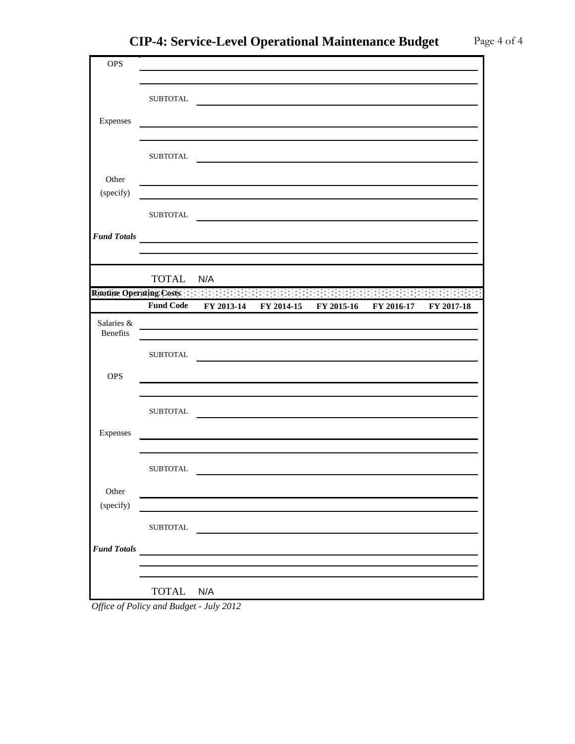# CIP-4: Service-Level Operational Maintenance Budget

| | | | | | | |
|---|---|---|---|---|---|---|
| OPS | | | | | | |
| | | | | | | |
| | SUBTOTAL | | | | | |
| Expenses | | | | | | |
| | | | | | | |
| | SUBTOTAL | | | | | |
| Other (specify) | | | | | | |
| | | | | | | |
| | SUBTOTAL | | | | | |
| *Fund Totals* | | | | | | |
| | | | | | | |
| | TOTAL | N/A | | | | |

**Routine Operating Costs**

| | Fund Code | FY 2013-14 | FY 2014-15 | FY 2015-16 | FY 2016-17 | FY 2017-18 |
|---|---|---|---|---|---|---|
| Salaries & Benefits | | | | | | |
| | | | | | | |
| | SUBTOTAL | | | | | |
| OPS | | | | | | |
| | | | | | | |
| | SUBTOTAL | | | | | |
| Expenses | | | | | | |
| | | | | | | |
| | SUBTOTAL | | | | | |
| Other (specify) | | | | | | |
| | | | | | | |
| | SUBTOTAL | | | | | |
| *Fund Totals* | | | | | | |
| | | | | | | |
| | | | | | | |
| | TOTAL | N/A | | | | |

*Office of Policy and Budget - July 2012*